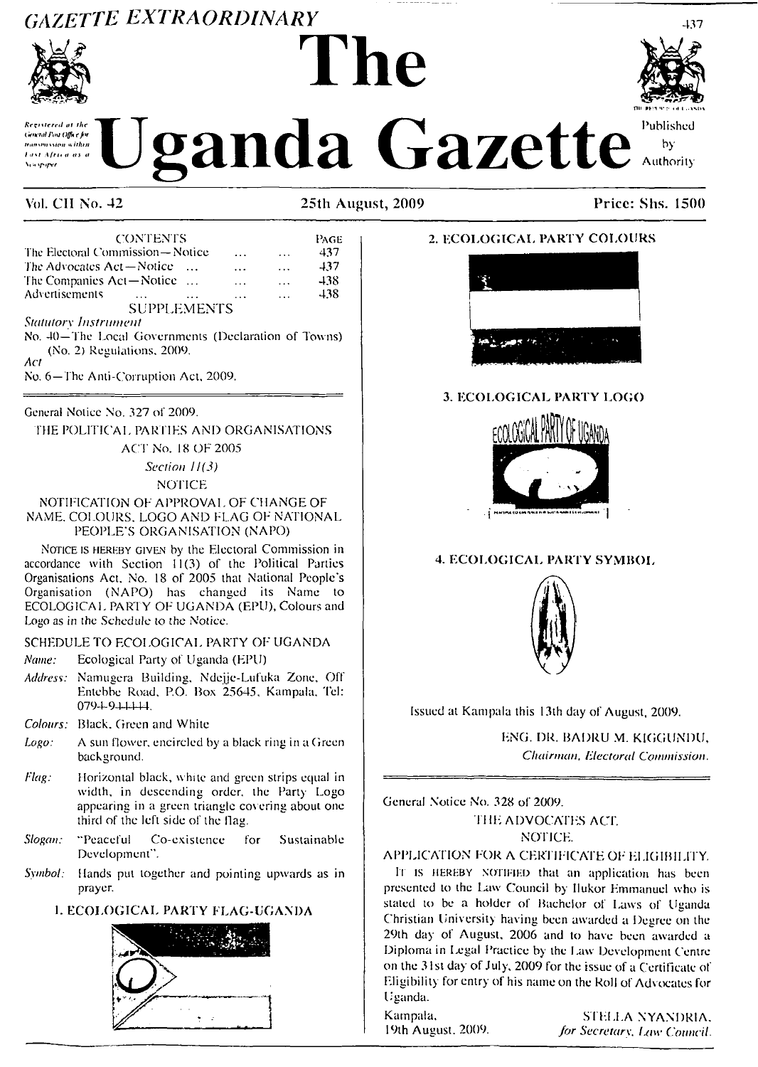# GAZETTE EXTRAORDINARY

# The Uganda Gazette

Registered at the General Post Office for transmission within East Africa as a Newspaper

Published by Authority

Vol. CII No. 42 | 25th August, 2009 | Price: Shs. 1500

| CONTENTS | PAGE |
|---|---|
| The Electoral Commission—Notice ... ... | 437 |
| The Advocates Act—Notice ... ... ... | 437 |
| The Companies Act—Notice ... ... ... | 438 |
| Advertisements ... ... ... ... | 438 |

SUPPLEMENTS

*Statutory Instrument*

No. 40—The Local Governments (Declaration of Towns) (No. 2) Regulations, 2009.

*Act*

No. 6—The Anti-Corruption Act, 2009.

---

General Notice No. 327 of 2009.

THE POLITICAL PARTIES AND ORGANISATIONS ACT No. 18 OF 2005

*Section 11(3)*

NOTICE

NOTIFICATION OF APPROVAL OF CHANGE OF NAME, COLOURS, LOGO AND FLAG OF NATIONAL PEOPLE'S ORGANISATION (NAPO)

Notice is hereby given by the Electoral Commission in accordance with Section 11(3) of the Political Parties Organisations Act, No. 18 of 2005 that National People's Organisation (NAPO) has changed its Name to ECOLOGICAL PARTY OF UGANDA (EPU), Colours and Logo as in the Schedule to the Notice.

SCHEDULE TO ECOLOGICAL PARTY OF UGANDA

*Name:* Ecological Party of Uganda (EPU)

*Address:* Namugera Building, Ndejje-Lufuka Zone, Off Entebbe Road, P.O. Box 25645, Kampala, Tel: 0794-944444.

*Colours:* Black, Green and White

*Logo:* A sun flower, encircled by a black ring in a Green background.

*Flag:* Horizontal black, white and green strips equal in width, in descending order, the Party Logo appearing in a green triangle covering about one third of the left side of the flag.

*Slogan:* "Peaceful Co-existence for Sustainable Development".

*Symbol:* Hands put together and pointing upwards as in prayer.

1. ECOLOGICAL PARTY FLAG-UGANDA

2. ECOLOGICAL PARTY COLOURS

3. ECOLOGICAL PARTY LOGO

4. ECOLOGICAL PARTY SYMBOL

Issued at Kampala this 13th day of August, 2009.

ENG. DR. BADRU M. KIGGUNDU,
*Chairman, Electoral Commission.*

---

General Notice No. 328 of 2009.

THE ADVOCATES ACT.

NOTICE.

APPLICATION FOR A CERTIFICATE OF ELIGIBILITY.

It is hereby notified that an application has been presented to the Law Council by Ilukor Emmanuel who is stated to be a holder of Bachelor of Laws of Uganda Christian University having been awarded a Degree on the 29th day of August, 2006 and to have been awarded a Diploma in Legal Practice by the Law Development Centre on the 31st day of July, 2009 for the issue of a Certificate of Eligibility for entry of his name on the Roll of Advocates for Uganda.

Kampala,
19th August, 2009.

STELLA NYANDRIA,
*for Secretary, Law Council.*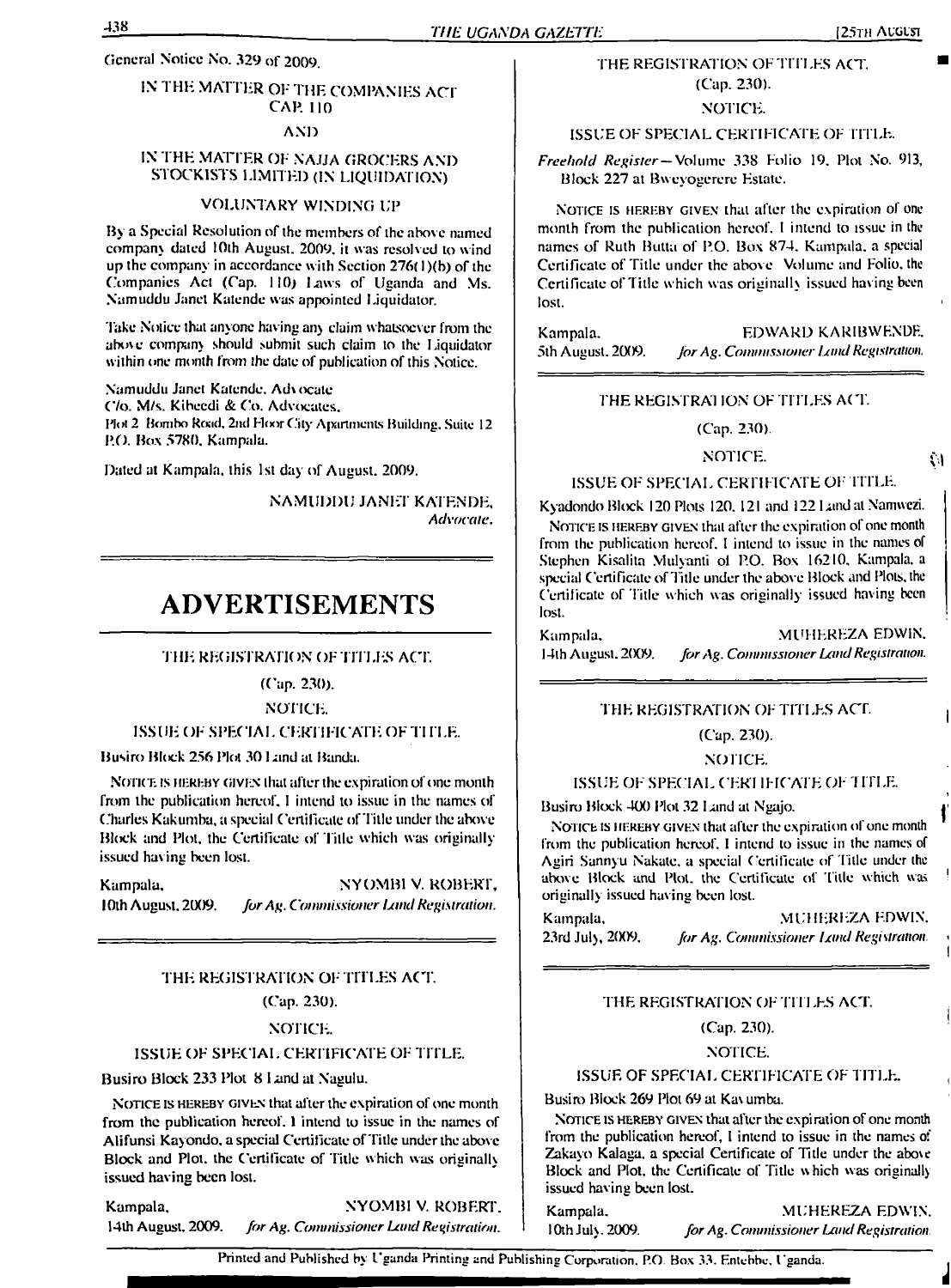General Notice No. 329 of 2009.

IN THE MATTER OF THE COMPANIES ACT CAP. 110

AND

IN THE MATTER OF NAJJA GROCERS AND STOCKISTS LIMITED (IN LIQUIDATION)

VOLUNTARY WINDING UP

By a Special Resolution of the members of the above named company dated 10th August, 2009, it was resolved to wind up the company in accordance with Section 276(1)(b) of the Companies Act (Cap. 110) Laws of Uganda and Ms. Namuddu Janet Katende was appointed Liquidator.

Take Notice that anyone having any claim whatsoever from the above company should submit such claim to the Liquidator within one month from the date of publication of this Notice.

Namuddu Janet Katende, Advocate
C/o. M/s. Kibeedi & Co. Advocates,
Plot 2 Bombo Road, 2nd Floor City Apartments Building, Suite 12
P.O. Box 5780, Kampala.

Dated at Kampala, this 1st day of August, 2009.

NAMUDDU JANET KATENDE,
*Advocate.*

# ADVERTISEMENTS

THE REGISTRATION OF TITLES ACT.

(Cap. 230).

NOTICE.

ISSUE OF SPECIAL CERTIFICATE OF TITLE.

Busiro Block 256 Plot 30 Land at Banda.

NOTICE IS HEREBY GIVEN that after the expiration of one month from the publication hereof, I intend to issue in the names of Charles Kakumba, a special Certificate of Title under the above Block and Plot, the Certificate of Title which was originally issued having been lost.

Kampala, NYOMBI V. ROBERT,
10th August, 2009. *for Ag. Commissioner Land Registration.*

THE REGISTRATION OF TITLES ACT.

(Cap. 230).

NOTICE.

ISSUE OF SPECIAL CERTIFICATE OF TITLE.

Busiro Block 233 Plot 8 Land at Nagulu.

NOTICE IS HEREBY GIVEN that after the expiration of one month from the publication hereof, I intend to issue in the names of Alifunsi Kayondo, a special Certificate of Title under the above Block and Plot, the Certificate of Title which was originally issued having been lost.

Kampala, NYOMBI V. ROBERT,
14th August, 2009. *for Ag. Commissioner Land Registration.*

THE REGISTRATION OF TITLES ACT.

(Cap. 230).

NOTICE.

ISSUE OF SPECIAL CERTIFICATE OF TITLE.

*Freehold Register*—Volume 338 Folio 19, Plot No. 913, Block 227 at Bweyogerere Estate.

NOTICE IS HEREBY GIVEN that after the expiration of one month from the publication hereof, I intend to issue in the names of Ruth Butta of P.O. Box 874, Kampala, a special Certificate of Title under the above Volume and Folio, the Certificate of Title which was originally issued having been lost.

Kampala, EDWARD KARIBWENDE,
5th August, 2009. *for Ag. Commissioner Land Registration.*

THE REGISTRATION OF TITLES ACT.

(Cap. 230).

NOTICE.

ISSUE OF SPECIAL CERTIFICATE OF TITLE.

Kyadondo Block 120 Plots 120, 121 and 122 Land at Namwezi.

NOTICE IS HEREBY GIVEN that after the expiration of one month from the publication hereof, I intend to issue in the names of Stephen Kisalita Mulyanti of P.O. Box 16210, Kampala, a special Certificate of Title under the above Block and Plots, the Certificate of Title which was originally issued having been lost.

Kampala, MUHEREZA EDWIN,
14th August, 2009. *for Ag. Commissioner Land Registration.*

THE REGISTRATION OF TITLES ACT.

(Cap. 230).

NOTICE.

ISSUE OF SPECIAL CERTIFICATE OF TITLE.

Busiro Block 400 Plot 32 Land at Ngajo.

NOTICE IS HEREBY GIVEN that after the expiration of one month from the publication hereof, I intend to issue in the names of Agiri Sannyu Nakate, a special Certificate of Title under the above Block and Plot, the Certificate of Title which was originally issued having been lost.

Kampala, MUHEREZA EDWIN,
23rd July, 2009. *for Ag. Commissioner Land Registration.*

THE REGISTRATION OF TITLES ACT.

(Cap. 230).

NOTICE.

ISSUE OF SPECIAL CERTIFICATE OF TITLE.

Busiro Block 269 Plot 69 at Kavumba.

NOTICE IS HEREBY GIVEN that after the expiration of one month from the publication hereof, I intend to issue in the names of Zakayo Kalaga, a special Certificate of Title under the above Block and Plot, the Certificate of Title which was originally issued having been lost.

Kampala, MUHEREZA EDWIN,
10th July, 2009. *for Ag. Commissioner Land Registration.*

Printed and Published by Uganda Printing and Publishing Corporation, P.O. Box 33, Entebbe, Uganda.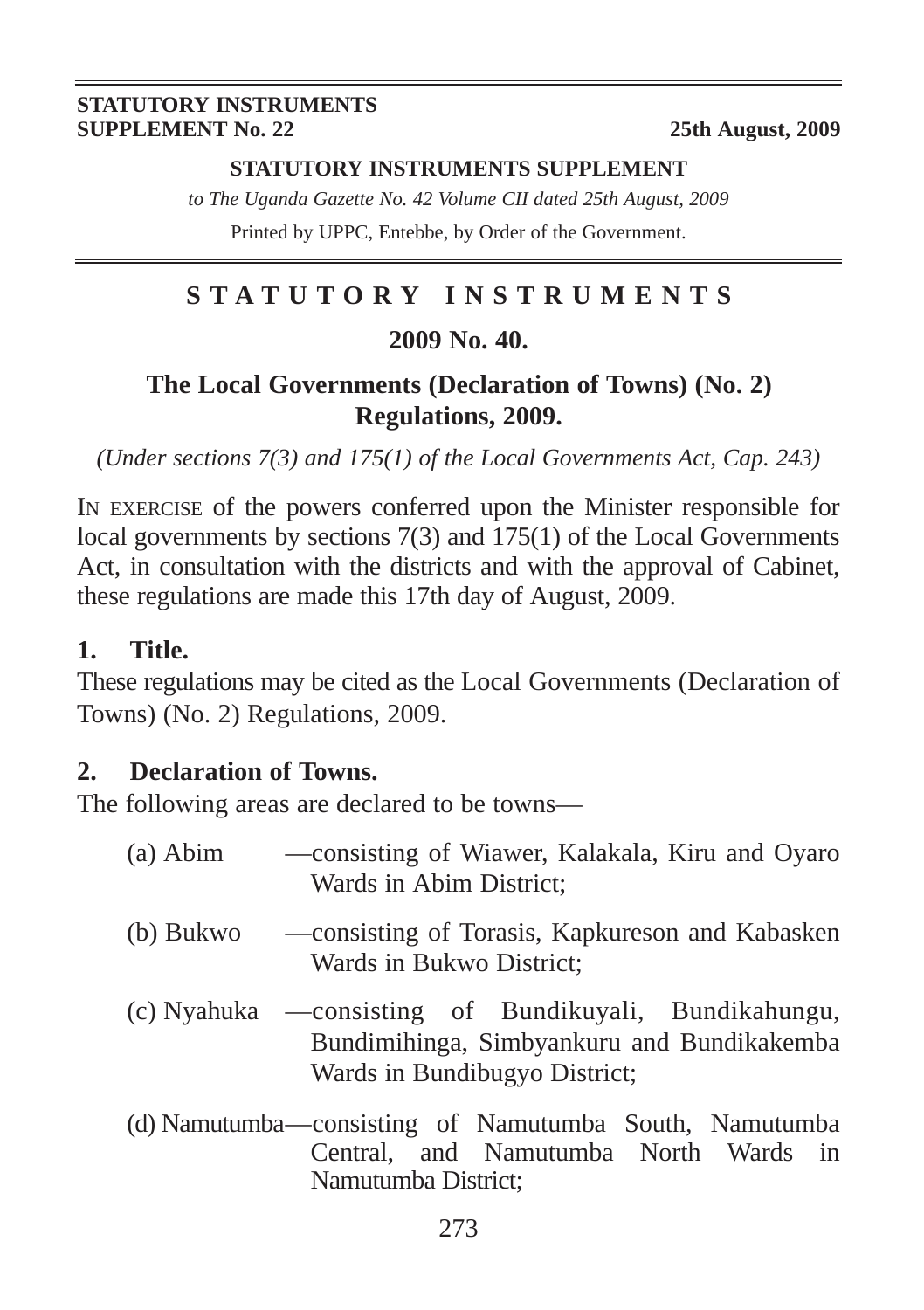**STATUTORY INSTRUMENTS SUPPLEMENT No. 22** **25th August, 2009**

**STATUTORY INSTRUMENTS SUPPLEMENT**

*to The Uganda Gazette No. 42 Volume CII dated 25th August, 2009*

Printed by UPPC, Entebbe, by Order of the Government.

# S T A T U T O R Y   I N S T R U M E N T S

## 2009 No. 40.

## The Local Governments (Declaration of Towns) (No. 2) Regulations, 2009.

*(Under sections 7(3) and 175(1) of the Local Governments Act, Cap. 243)*

IN EXERCISE of the powers conferred upon the Minister responsible for local governments by sections 7(3) and 175(1) of the Local Governments Act, in consultation with the districts and with the approval of Cabinet, these regulations are made this 17th day of August, 2009.

### 1. Title.

These regulations may be cited as the Local Governments (Declaration of Towns) (No. 2) Regulations, 2009.

### 2. Declaration of Towns.

The following areas are declared to be towns—

(a) Abim —consisting of Wiawer, Kalakala, Kiru and Oyaro Wards in Abim District;

(b) Bukwo —consisting of Torasis, Kapkureson and Kabasken Wards in Bukwo District;

(c) Nyahuka —consisting of Bundikuyali, Bundikahungu, Bundimihinga, Simbyankuru and Bundikakemba Wards in Bundibugyo District;

(d) Namutumba—consisting of Namutumba South, Namutumba Central, and Namutumba North Wards in Namutumba District;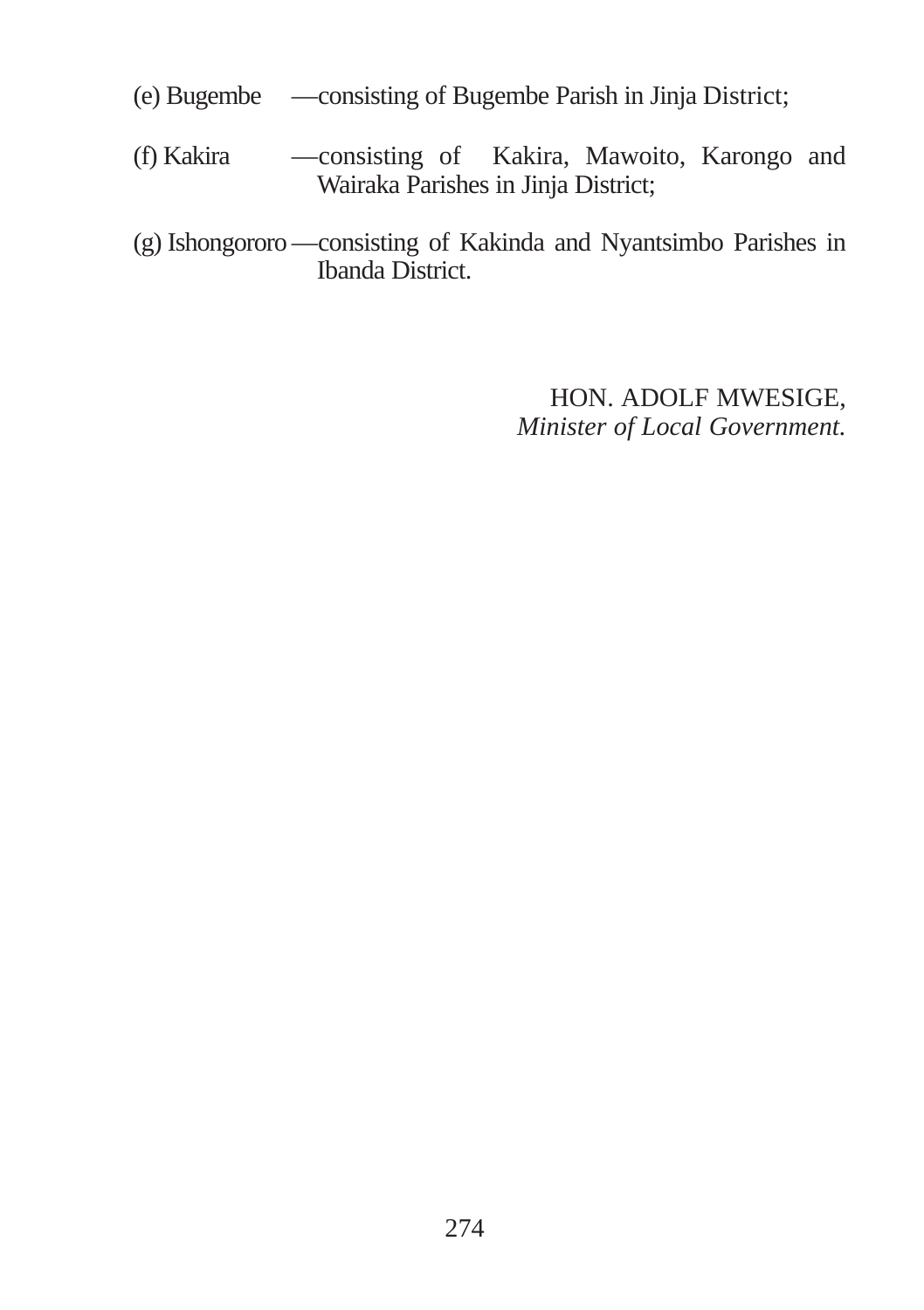(e) Bugembe —consisting of Bugembe Parish in Jinja District;

(f) Kakira —consisting of Kakira, Mawoito, Karongo and Wairaka Parishes in Jinja District;

(g) Ishongororo —consisting of Kakinda and Nyantsimbo Parishes in Ibanda District.

HON. ADOLF MWESIGE,
*Minister of Local Government.*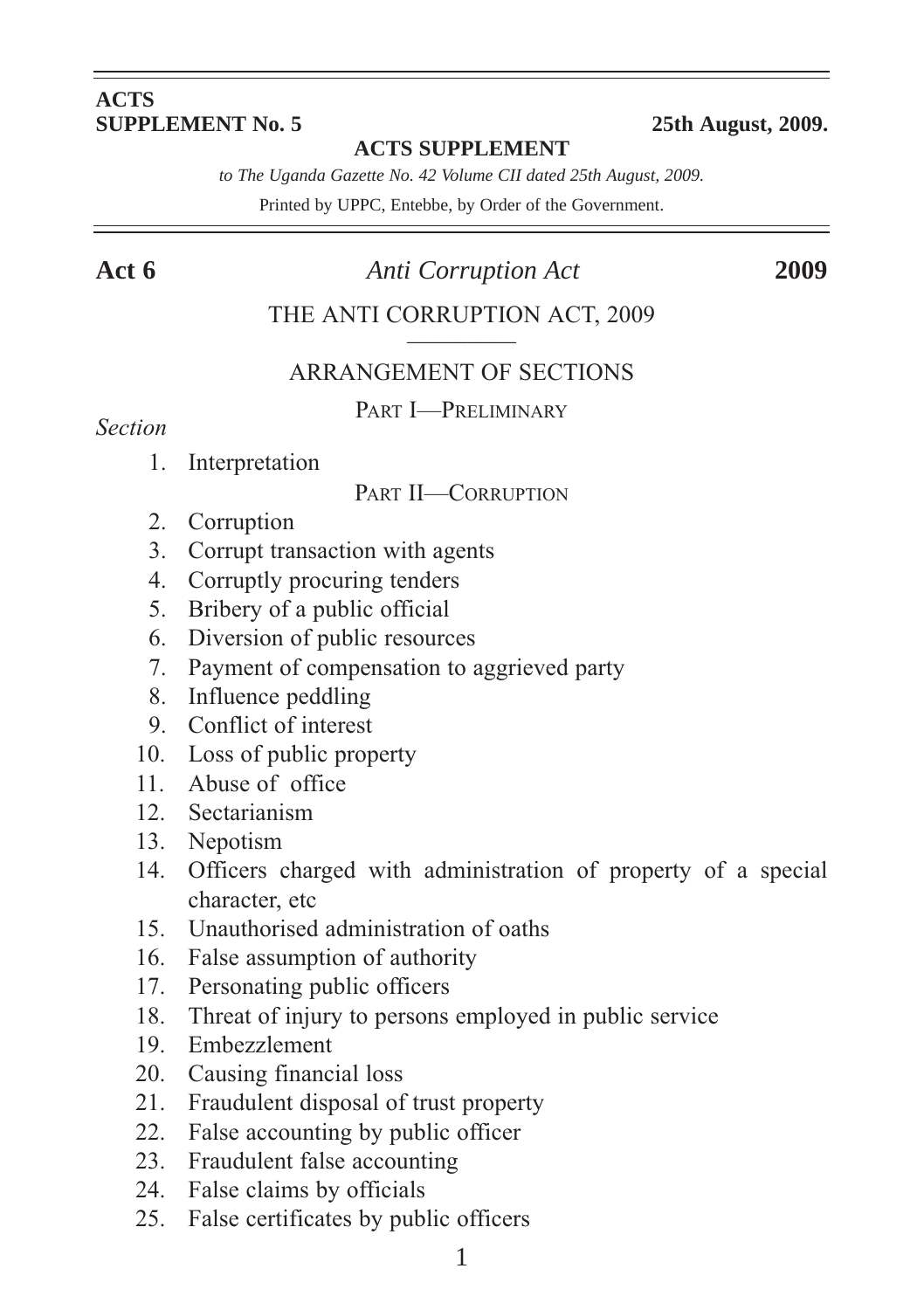**ACTS**
**SUPPLEMENT No. 5** **25th August, 2009.**

**ACTS SUPPLEMENT**

*to The Uganda Gazette No. 42 Volume CII dated 25th August, 2009.*

Printed by UPPC, Entebbe, by Order of the Government.

---

**Act 6** *Anti Corruption Act* **2009**

# THE ANTI CORRUPTION ACT, 2009

## ARRANGEMENT OF SECTIONS

### PART I—PRELIMINARY

*Section*

1. Interpretation

### PART II—CORRUPTION

2. Corruption
3. Corrupt transaction with agents
4. Corruptly procuring tenders
5. Bribery of a public official
6. Diversion of public resources
7. Payment of compensation to aggrieved party
8. Influence peddling
9. Conflict of interest
10. Loss of public property
11. Abuse of office
12. Sectarianism
13. Nepotism
14. Officers charged with administration of property of a special character, etc
15. Unauthorised administration of oaths
16. False assumption of authority
17. Personating public officers
18. Threat of injury to persons employed in public service
19. Embezzlement
20. Causing financial loss
21. Fraudulent disposal of trust property
22. False accounting by public officer
23. Fraudulent false accounting
24. False claims by officials
25. False certificates by public officers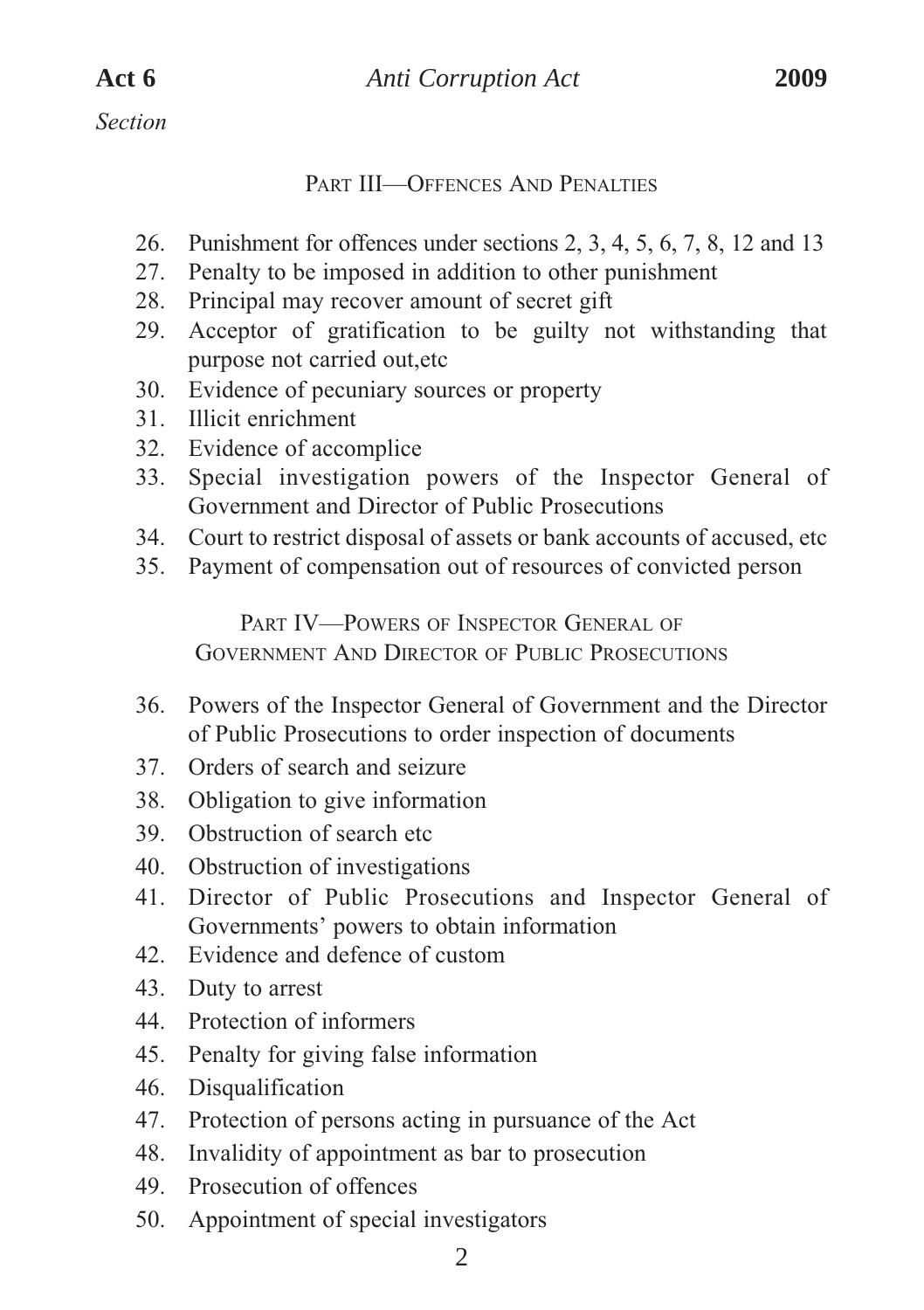*Section*

## PART III—OFFENCES AND PENALTIES

26. Punishment for offences under sections 2, 3, 4, 5, 6, 7, 8, 12 and 13
27. Penalty to be imposed in addition to other punishment
28. Principal may recover amount of secret gift
29. Acceptor of gratification to be guilty not withstanding that purpose not carried out,etc
30. Evidence of pecuniary sources or property
31. Illicit enrichment
32. Evidence of accomplice
33. Special investigation powers of the Inspector General of Government and Director of Public Prosecutions
34. Court to restrict disposal of assets or bank accounts of accused, etc
35. Payment of compensation out of resources of convicted person

## PART IV—POWERS OF INSPECTOR GENERAL OF GOVERNMENT AND DIRECTOR OF PUBLIC PROSECUTIONS

36. Powers of the Inspector General of Government and the Director of Public Prosecutions to order inspection of documents
37. Orders of search and seizure
38. Obligation to give information
39. Obstruction of search etc
40. Obstruction of investigations
41. Director of Public Prosecutions and Inspector General of Governments' powers to obtain information
42. Evidence and defence of custom
43. Duty to arrest
44. Protection of informers
45. Penalty for giving false information
46. Disqualification
47. Protection of persons acting in pursuance of the Act
48. Invalidity of appointment as bar to prosecution
49. Prosecution of offences
50. Appointment of special investigators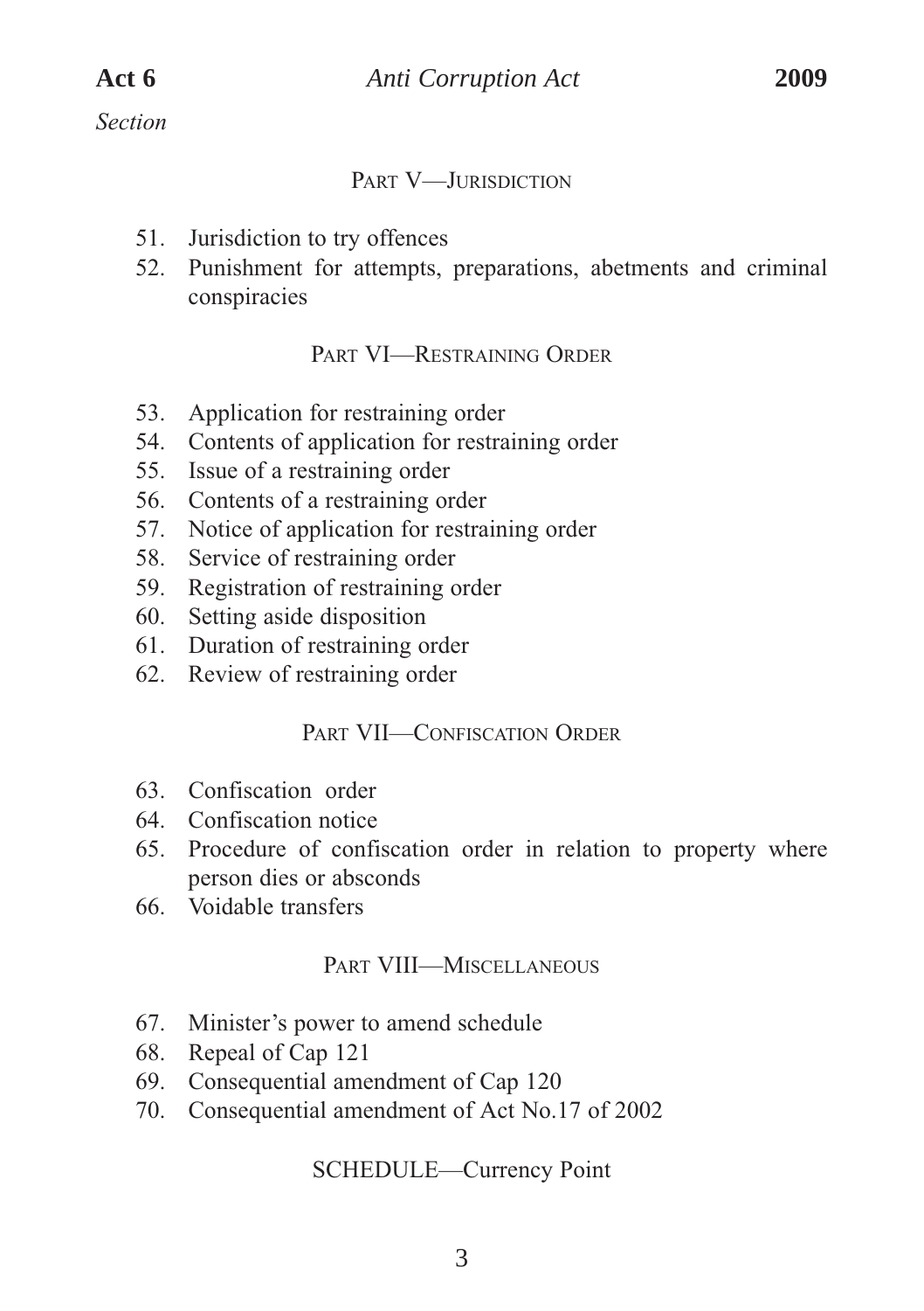*Section*

PART V—JURISDICTION

51. Jurisdiction to try offences
52. Punishment for attempts, preparations, abetments and criminal conspiracies

PART VI—RESTRAINING ORDER

53. Application for restraining order
54. Contents of application for restraining order
55. Issue of a restraining order
56. Contents of a restraining order
57. Notice of application for restraining order
58. Service of restraining order
59. Registration of restraining order
60. Setting aside disposition
61. Duration of restraining order
62. Review of restraining order

PART VII—CONFISCATION ORDER

63. Confiscation order
64. Confiscation notice
65. Procedure of confiscation order in relation to property where person dies or absconds
66. Voidable transfers

PART VIII—MISCELLANEOUS

67. Minister's power to amend schedule
68. Repeal of Cap 121
69. Consequential amendment of Cap 120
70. Consequential amendment of Act No.17 of 2002

SCHEDULE—Currency Point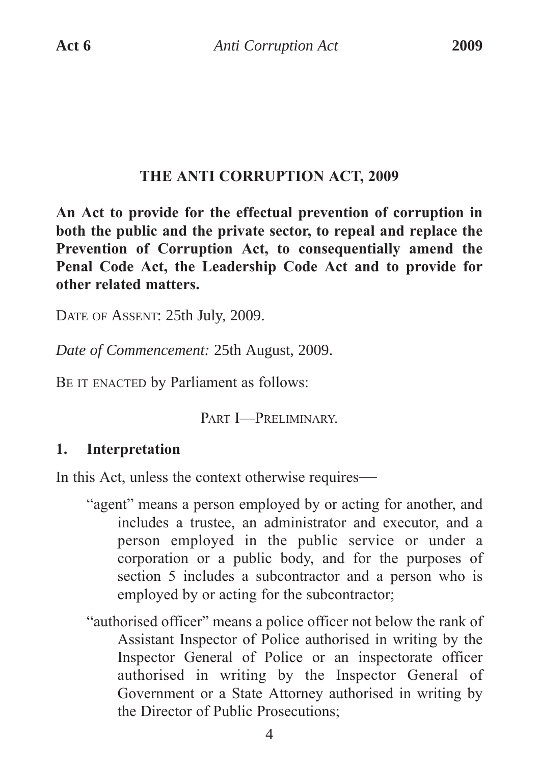# THE ANTI CORRUPTION ACT, 2009

**An Act to provide for the effectual prevention of corruption in both the public and the private sector, to repeal and replace the Prevention of Corruption Act, to consequentially amend the Penal Code Act, the Leadership Code Act and to provide for other related matters.**

DATE OF ASSENT: 25th July, 2009.

*Date of Commencement:* 25th August, 2009.

BE IT ENACTED by Parliament as follows:

PART I—PRELIMINARY.

## 1. Interpretation

In this Act, unless the context otherwise requires—

"agent" means a person employed by or acting for another, and includes a trustee, an administrator and executor, and a person employed in the public service or under a corporation or a public body, and for the purposes of section 5 includes a subcontractor and a person who is employed by or acting for the subcontractor;

"authorised officer" means a police officer not below the rank of Assistant Inspector of Police authorised in writing by the Inspector General of Police or an inspectorate officer authorised in writing by the Inspector General of Government or a State Attorney authorised in writing by the Director of Public Prosecutions;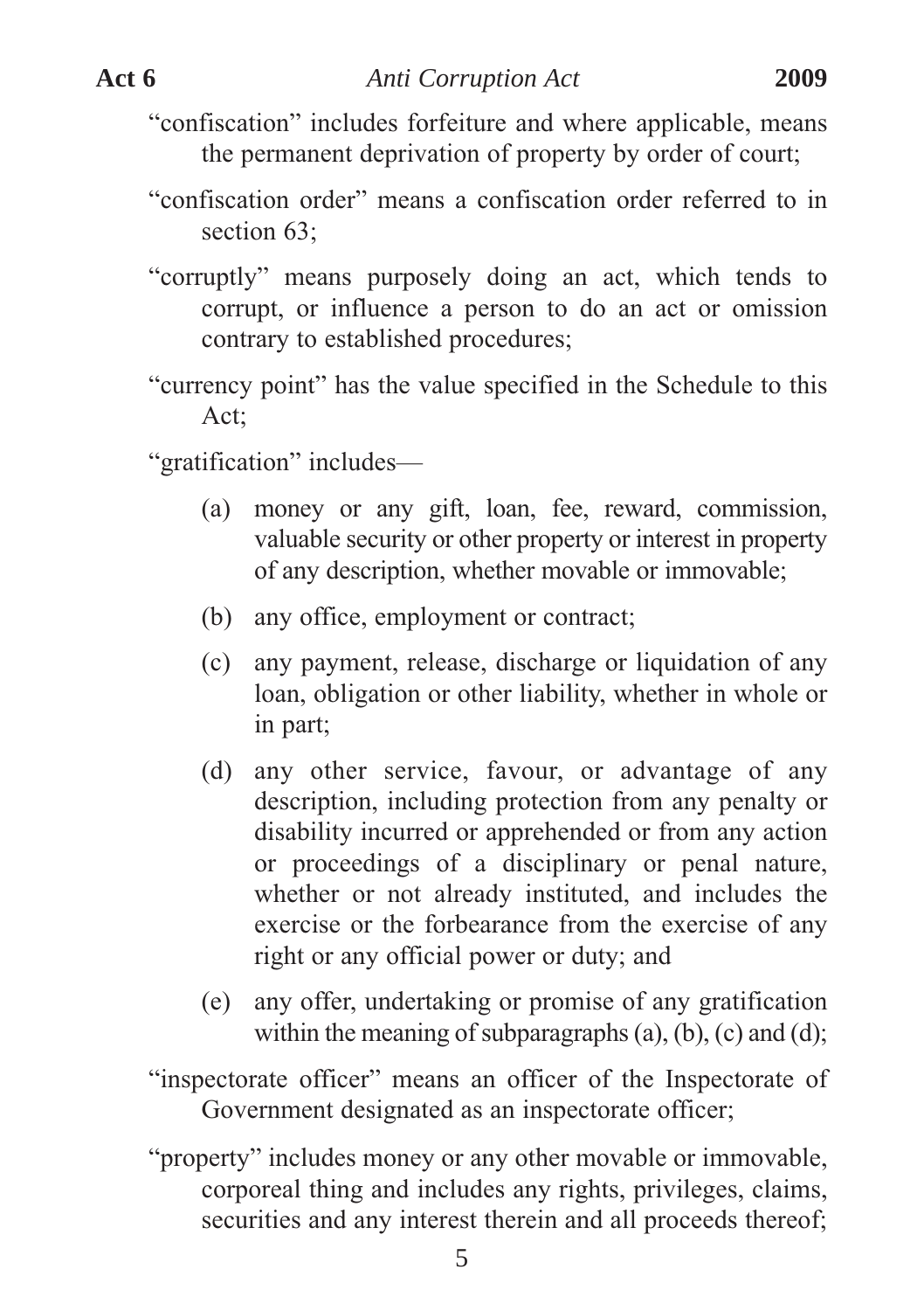"confiscation" includes forfeiture and where applicable, means the permanent deprivation of property by order of court;

"confiscation order" means a confiscation order referred to in section 63;

"corruptly" means purposely doing an act, which tends to corrupt, or influence a person to do an act or omission contrary to established procedures;

"currency point" has the value specified in the Schedule to this Act;

"gratification" includes—

(a) money or any gift, loan, fee, reward, commission, valuable security or other property or interest in property of any description, whether movable or immovable;

(b) any office, employment or contract;

(c) any payment, release, discharge or liquidation of any loan, obligation or other liability, whether in whole or in part;

(d) any other service, favour, or advantage of any description, including protection from any penalty or disability incurred or apprehended or from any action or proceedings of a disciplinary or penal nature, whether or not already instituted, and includes the exercise or the forbearance from the exercise of any right or any official power or duty; and

(e) any offer, undertaking or promise of any gratification within the meaning of subparagraphs (a), (b), (c) and (d);

"inspectorate officer" means an officer of the Inspectorate of Government designated as an inspectorate officer;

"property" includes money or any other movable or immovable, corporeal thing and includes any rights, privileges, claims, securities and any interest therein and all proceeds thereof;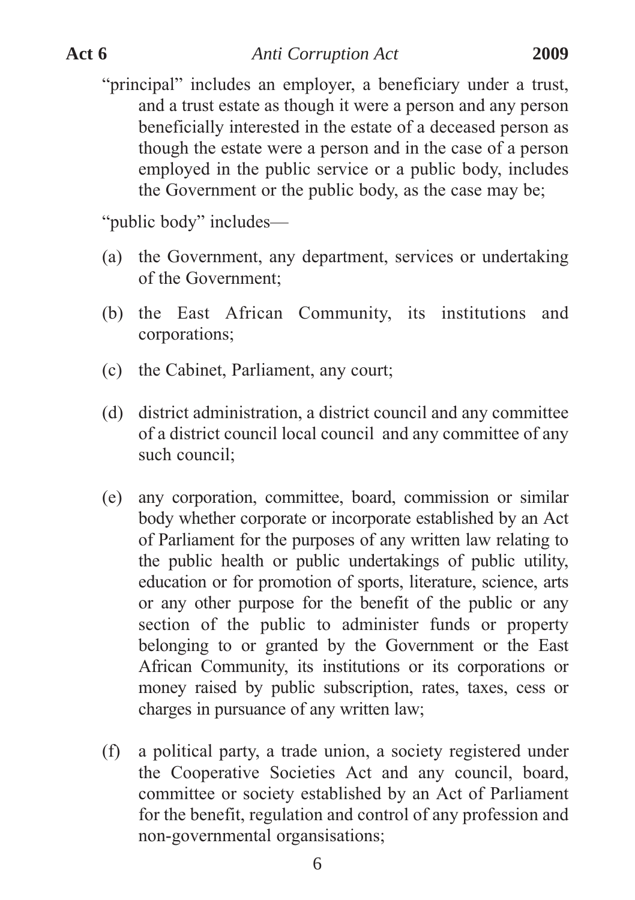"principal" includes an employer, a beneficiary under a trust, and a trust estate as though it were a person and any person beneficially interested in the estate of a deceased person as though the estate were a person and in the case of a person employed in the public service or a public body, includes the Government or the public body, as the case may be;

"public body" includes—

(a) the Government, any department, services or undertaking of the Government;

(b) the East African Community, its institutions and corporations;

(c) the Cabinet, Parliament, any court;

(d) district administration, a district council and any committee of a district council local council and any committee of any such council;

(e) any corporation, committee, board, commission or similar body whether corporate or incorporate established by an Act of Parliament for the purposes of any written law relating to the public health or public undertakings of public utility, education or for promotion of sports, literature, science, arts or any other purpose for the benefit of the public or any section of the public to administer funds or property belonging to or granted by the Government or the East African Community, its institutions or its corporations or money raised by public subscription, rates, taxes, cess or charges in pursuance of any written law;

(f) a political party, a trade union, a society registered under the Cooperative Societies Act and any council, board, committee or society established by an Act of Parliament for the benefit, regulation and control of any profession and non-governmental organsisations;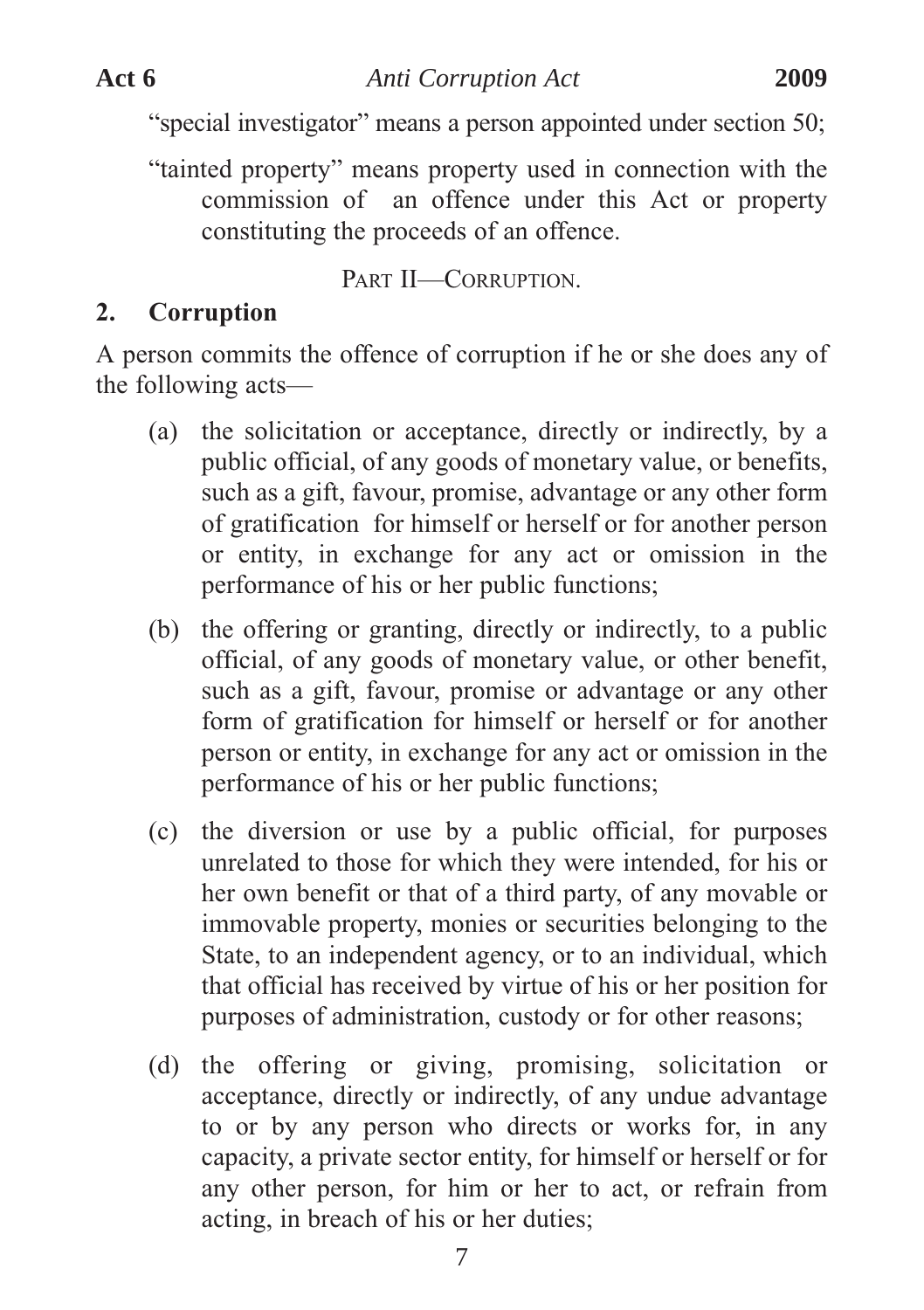"special investigator" means a person appointed under section 50;

"tainted property" means property used in connection with the commission of an offence under this Act or property constituting the proceeds of an offence.

PART II—CORRUPTION.

## 2. Corruption

A person commits the offence of corruption if he or she does any of the following acts—

(a) the solicitation or acceptance, directly or indirectly, by a public official, of any goods of monetary value, or benefits, such as a gift, favour, promise, advantage or any other form of gratification for himself or herself or for another person or entity, in exchange for any act or omission in the performance of his or her public functions;

(b) the offering or granting, directly or indirectly, to a public official, of any goods of monetary value, or other benefit, such as a gift, favour, promise or advantage or any other form of gratification for himself or herself or for another person or entity, in exchange for any act or omission in the performance of his or her public functions;

(c) the diversion or use by a public official, for purposes unrelated to those for which they were intended, for his or her own benefit or that of a third party, of any movable or immovable property, monies or securities belonging to the State, to an independent agency, or to an individual, which that official has received by virtue of his or her position for purposes of administration, custody or for other reasons;

(d) the offering or giving, promising, solicitation or acceptance, directly or indirectly, of any undue advantage to or by any person who directs or works for, in any capacity, a private sector entity, for himself or herself or for any other person, for him or her to act, or refrain from acting, in breach of his or her duties;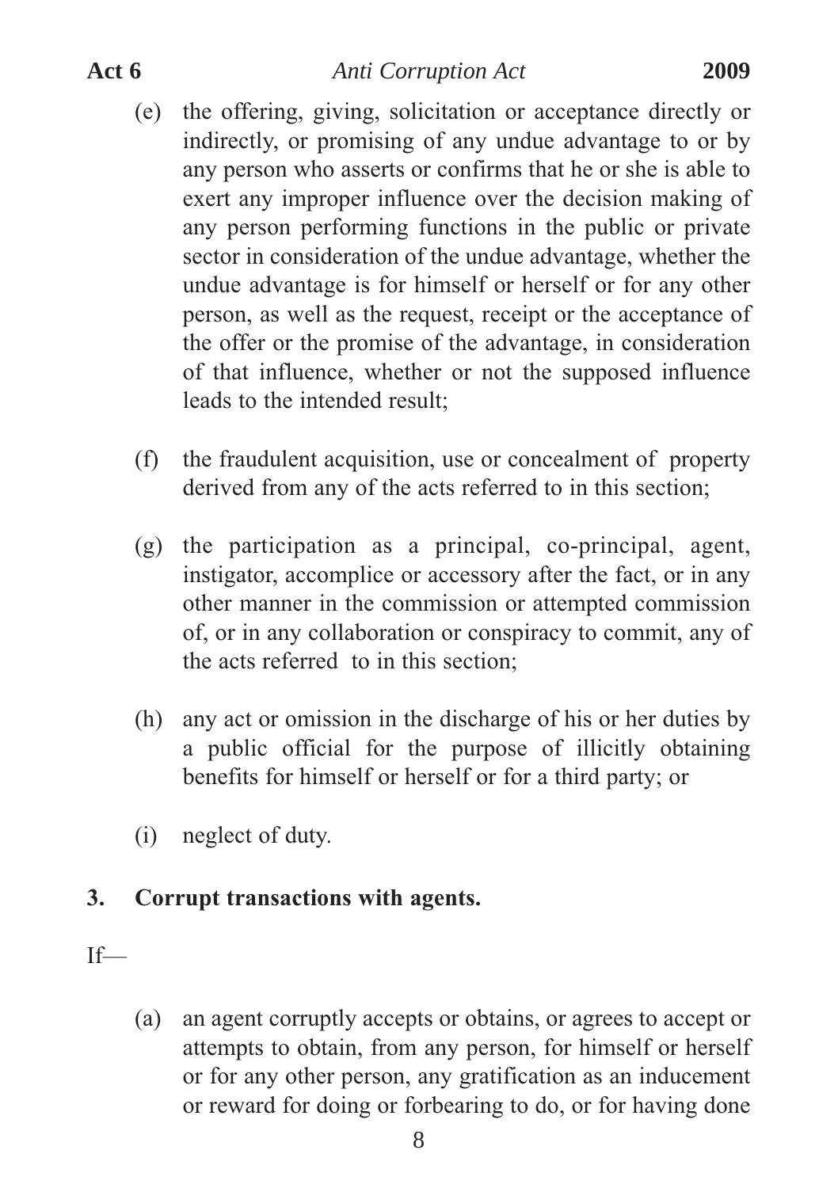(e) the offering, giving, solicitation or acceptance directly or indirectly, or promising of any undue advantage to or by any person who asserts or confirms that he or she is able to exert any improper influence over the decision making of any person performing functions in the public or private sector in consideration of the undue advantage, whether the undue advantage is for himself or herself or for any other person, as well as the request, receipt or the acceptance of the offer or the promise of the advantage, in consideration of that influence, whether or not the supposed influence leads to the intended result;

(f) the fraudulent acquisition, use or concealment of property derived from any of the acts referred to in this section;

(g) the participation as a principal, co-principal, agent, instigator, accomplice or accessory after the fact, or in any other manner in the commission or attempted commission of, or in any collaboration or conspiracy to commit, any of the acts referred to in this section;

(h) any act or omission in the discharge of his or her duties by a public official for the purpose of illicitly obtaining benefits for himself or herself or for a third party; or

(i) neglect of duty.

### 3. Corrupt transactions with agents.

If—

(a) an agent corruptly accepts or obtains, or agrees to accept or attempts to obtain, from any person, for himself or herself or for any other person, any gratification as an inducement or reward for doing or forbearing to do, or for having done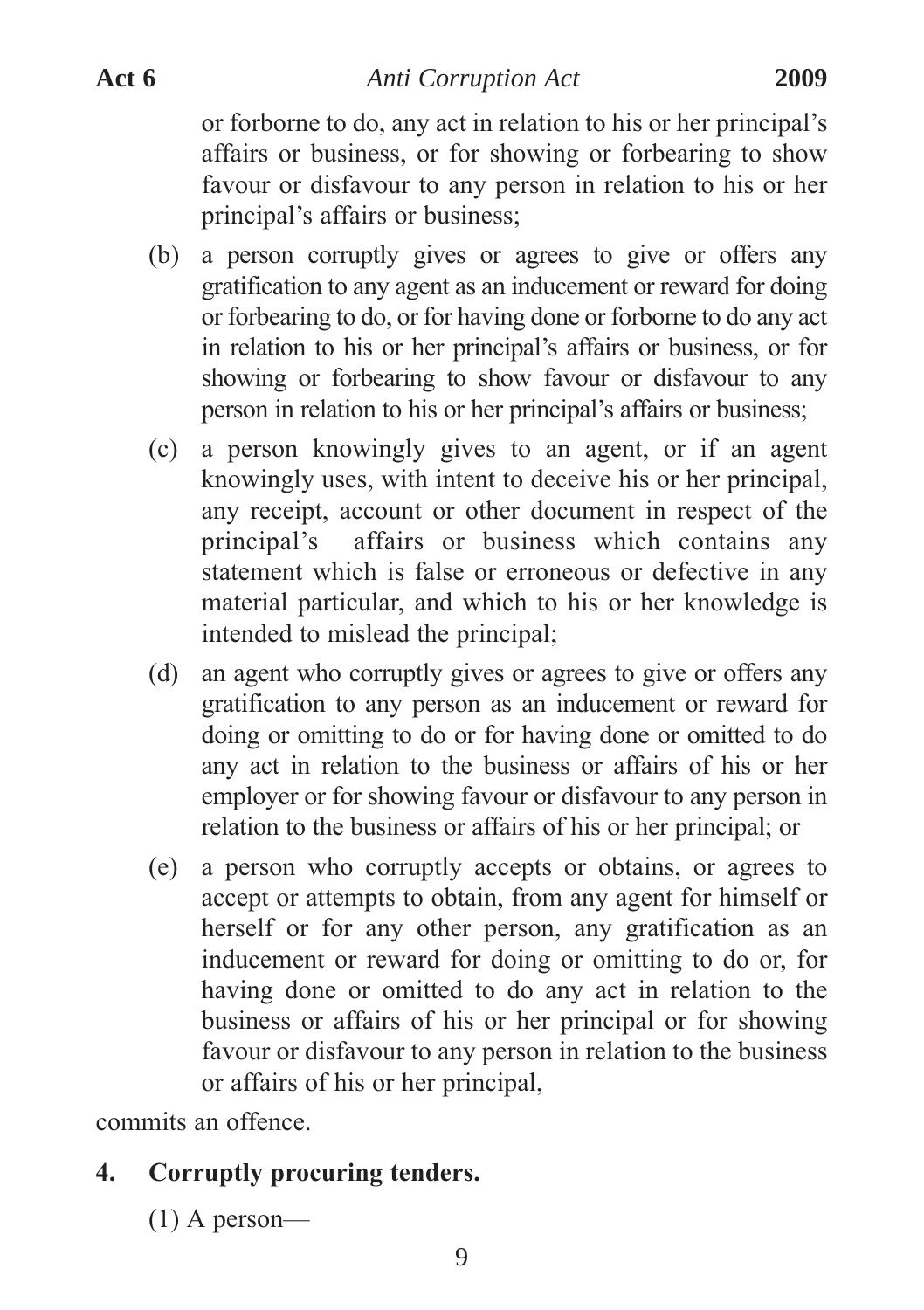or forborne to do, any act in relation to his or her principal's affairs or business, or for showing or forbearing to show favour or disfavour to any person in relation to his or her principal's affairs or business;

(b) a person corruptly gives or agrees to give or offers any gratification to any agent as an inducement or reward for doing or forbearing to do, or for having done or forborne to do any act in relation to his or her principal's affairs or business, or for showing or forbearing to show favour or disfavour to any person in relation to his or her principal's affairs or business;

(c) a person knowingly gives to an agent, or if an agent knowingly uses, with intent to deceive his or her principal, any receipt, account or other document in respect of the principal's affairs or business which contains any statement which is false or erroneous or defective in any material particular, and which to his or her knowledge is intended to mislead the principal;

(d) an agent who corruptly gives or agrees to give or offers any gratification to any person as an inducement or reward for doing or omitting to do or for having done or omitted to do any act in relation to the business or affairs of his or her employer or for showing favour or disfavour to any person in relation to the business or affairs of his or her principal; or

(e) a person who corruptly accepts or obtains, or agrees to accept or attempts to obtain, from any agent for himself or herself or for any other person, any gratification as an inducement or reward for doing or omitting to do or, for having done or omitted to do any act in relation to the business or affairs of his or her principal or for showing favour or disfavour to any person in relation to the business or affairs of his or her principal,

commits an offence.

## 4. Corruptly procuring tenders.

(1) A person—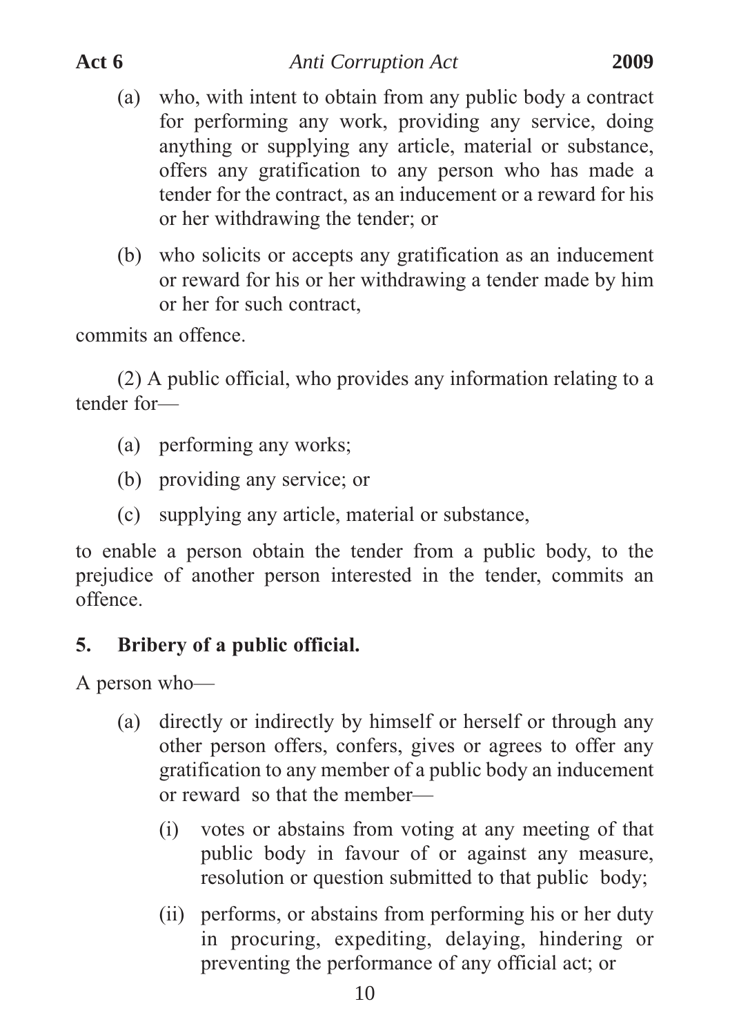(a) who, with intent to obtain from any public body a contract for performing any work, providing any service, doing anything or supplying any article, material or substance, offers any gratification to any person who has made a tender for the contract, as an inducement or a reward for his or her withdrawing the tender; or

(b) who solicits or accepts any gratification as an inducement or reward for his or her withdrawing a tender made by him or her for such contract,

commits an offence.

(2) A public official, who provides any information relating to a tender for—

(a) performing any works;

(b) providing any service; or

(c) supplying any article, material or substance,

to enable a person obtain the tender from a public body, to the prejudice of another person interested in the tender, commits an offence.

## 5. Bribery of a public official.

A person who—

(a) directly or indirectly by himself or herself or through any other person offers, confers, gives or agrees to offer any gratification to any member of a public body an inducement or reward so that the member—

(i) votes or abstains from voting at any meeting of that public body in favour of or against any measure, resolution or question submitted to that public body;

(ii) performs, or abstains from performing his or her duty in procuring, expediting, delaying, hindering or preventing the performance of any official act; or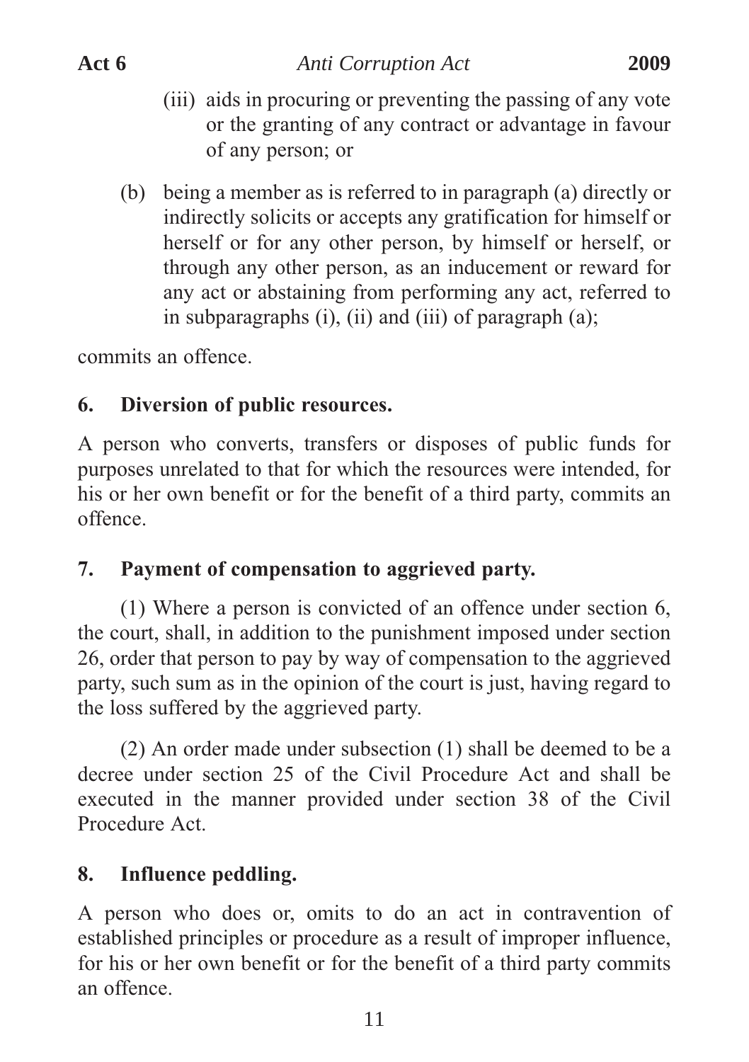(iii) aids in procuring or preventing the passing of any vote or the granting of any contract or advantage in favour of any person; or

(b) being a member as is referred to in paragraph (a) directly or indirectly solicits or accepts any gratification for himself or herself or for any other person, by himself or herself, or through any other person, as an inducement or reward for any act or abstaining from performing any act, referred to in subparagraphs (i), (ii) and (iii) of paragraph (a);

commits an offence.

**6. Diversion of public resources.**

A person who converts, transfers or disposes of public funds for purposes unrelated to that for which the resources were intended, for his or her own benefit or for the benefit of a third party, commits an offence.

**7. Payment of compensation to aggrieved party.**

(1) Where a person is convicted of an offence under section 6, the court, shall, in addition to the punishment imposed under section 26, order that person to pay by way of compensation to the aggrieved party, such sum as in the opinion of the court is just, having regard to the loss suffered by the aggrieved party.

(2) An order made under subsection (1) shall be deemed to be a decree under section 25 of the Civil Procedure Act and shall be executed in the manner provided under section 38 of the Civil Procedure Act.

**8. Influence peddling.**

A person who does or, omits to do an act in contravention of established principles or procedure as a result of improper influence, for his or her own benefit or for the benefit of a third party commits an offence.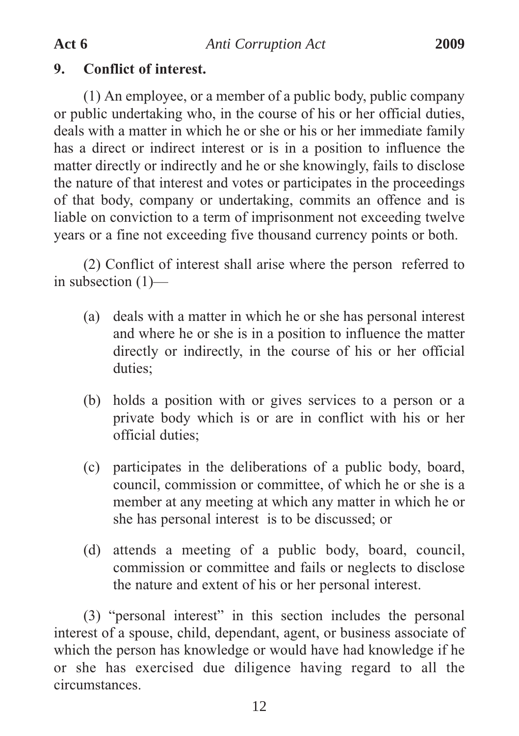**9. Conflict of interest.**

(1) An employee, or a member of a public body, public company or public undertaking who, in the course of his or her official duties, deals with a matter in which he or she or his or her immediate family has a direct or indirect interest or is in a position to influence the matter directly or indirectly and he or she knowingly, fails to disclose the nature of that interest and votes or participates in the proceedings of that body, company or undertaking, commits an offence and is liable on conviction to a term of imprisonment not exceeding twelve years or a fine not exceeding five thousand currency points or both.

(2) Conflict of interest shall arise where the person referred to in subsection (1)—

(a) deals with a matter in which he or she has personal interest and where he or she is in a position to influence the matter directly or indirectly, in the course of his or her official duties;

(b) holds a position with or gives services to a person or a private body which is or are in conflict with his or her official duties;

(c) participates in the deliberations of a public body, board, council, commission or committee, of which he or she is a member at any meeting at which any matter in which he or she has personal interest is to be discussed; or

(d) attends a meeting of a public body, board, council, commission or committee and fails or neglects to disclose the nature and extent of his or her personal interest.

(3) "personal interest" in this section includes the personal interest of a spouse, child, dependant, agent, or business associate of which the person has knowledge or would have had knowledge if he or she has exercised due diligence having regard to all the circumstances.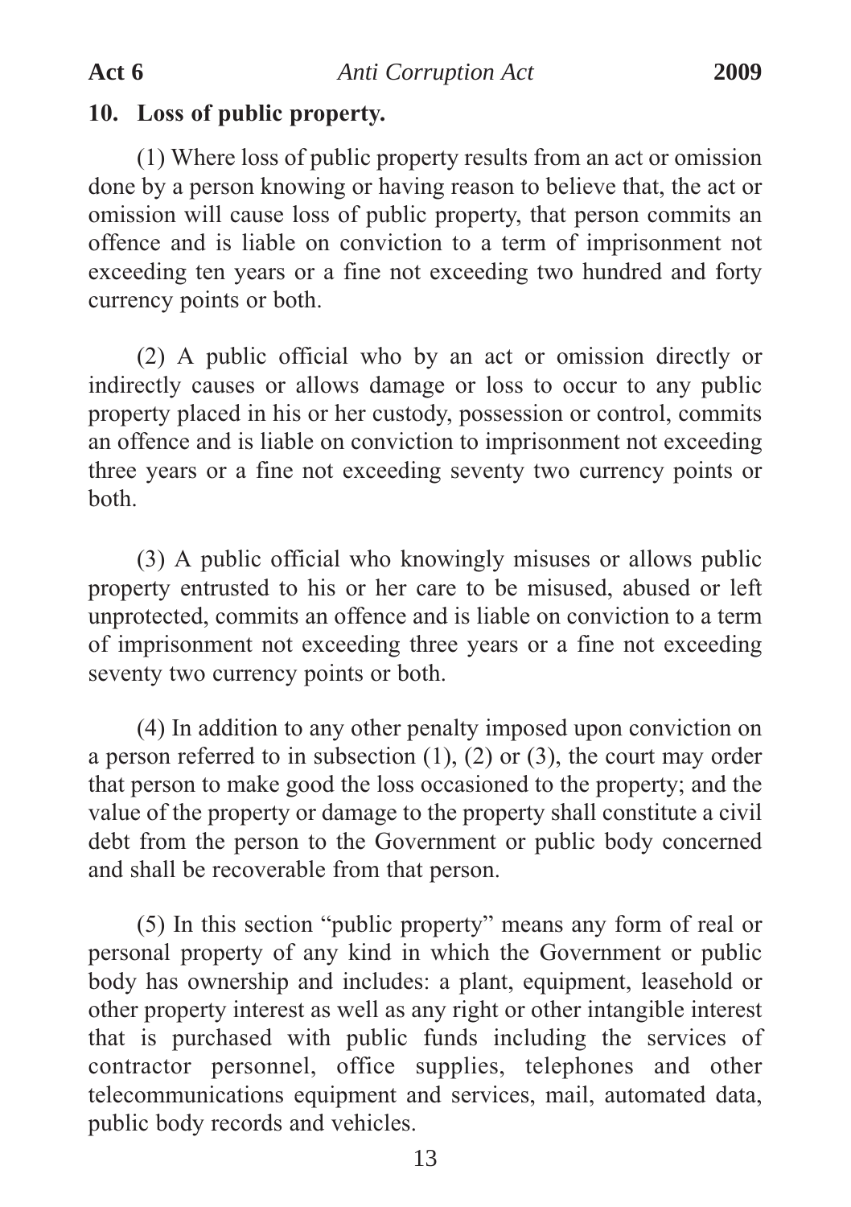## 10. Loss of public property.

(1) Where loss of public property results from an act or omission done by a person knowing or having reason to believe that, the act or omission will cause loss of public property, that person commits an offence and is liable on conviction to a term of imprisonment not exceeding ten years or a fine not exceeding two hundred and forty currency points or both.

(2) A public official who by an act or omission directly or indirectly causes or allows damage or loss to occur to any public property placed in his or her custody, possession or control, commits an offence and is liable on conviction to imprisonment not exceeding three years or a fine not exceeding seventy two currency points or both.

(3) A public official who knowingly misuses or allows public property entrusted to his or her care to be misused, abused or left unprotected, commits an offence and is liable on conviction to a term of imprisonment not exceeding three years or a fine not exceeding seventy two currency points or both.

(4) In addition to any other penalty imposed upon conviction on a person referred to in subsection (1), (2) or (3), the court may order that person to make good the loss occasioned to the property; and the value of the property or damage to the property shall constitute a civil debt from the person to the Government or public body concerned and shall be recoverable from that person.

(5) In this section "public property" means any form of real or personal property of any kind in which the Government or public body has ownership and includes: a plant, equipment, leasehold or other property interest as well as any right or other intangible interest that is purchased with public funds including the services of contractor personnel, office supplies, telephones and other telecommunications equipment and services, mail, automated data, public body records and vehicles.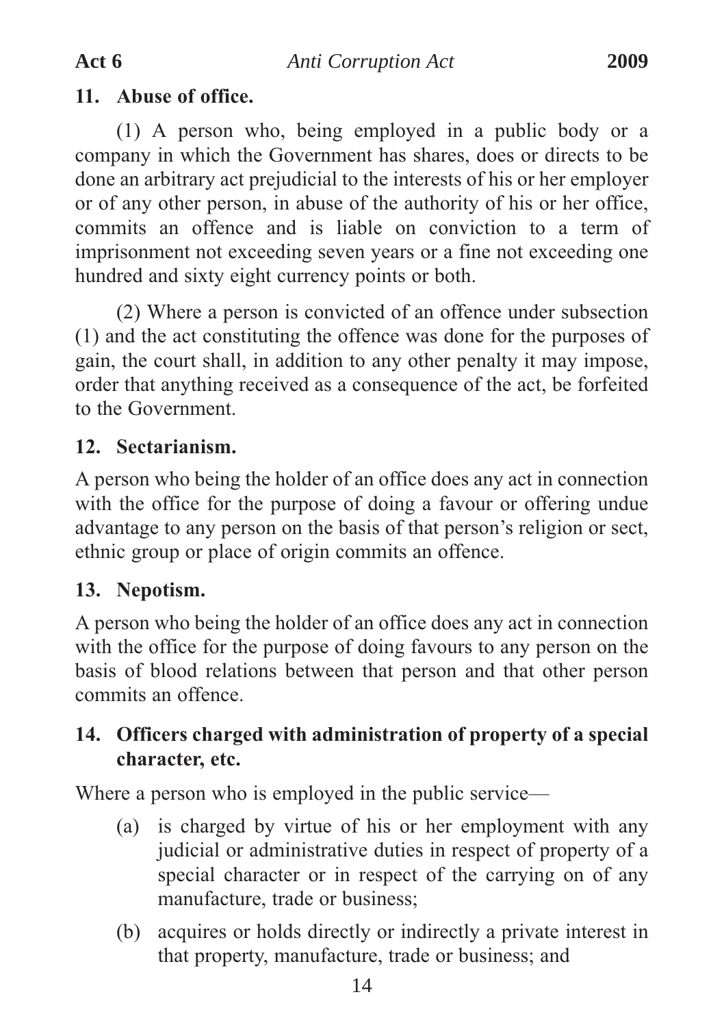### 11. Abuse of office.

(1) A person who, being employed in a public body or a company in which the Government has shares, does or directs to be done an arbitrary act prejudicial to the interests of his or her employer or of any other person, in abuse of the authority of his or her office, commits an offence and is liable on conviction to a term of imprisonment not exceeding seven years or a fine not exceeding one hundred and sixty eight currency points or both.

(2) Where a person is convicted of an offence under subsection (1) and the act constituting the offence was done for the purposes of gain, the court shall, in addition to any other penalty it may impose, order that anything received as a consequence of the act, be forfeited to the Government.

### 12. Sectarianism.

A person who being the holder of an office does any act in connection with the office for the purpose of doing a favour or offering undue advantage to any person on the basis of that person's religion or sect, ethnic group or place of origin commits an offence.

### 13. Nepotism.

A person who being the holder of an office does any act in connection with the office for the purpose of doing favours to any person on the basis of blood relations between that person and that other person commits an offence.

### 14. Officers charged with administration of property of a special character, etc.

Where a person who is employed in the public service—

- (a) is charged by virtue of his or her employment with any judicial or administrative duties in respect of property of a special character or in respect of the carrying on of any manufacture, trade or business;
- (b) acquires or holds directly or indirectly a private interest in that property, manufacture, trade or business; and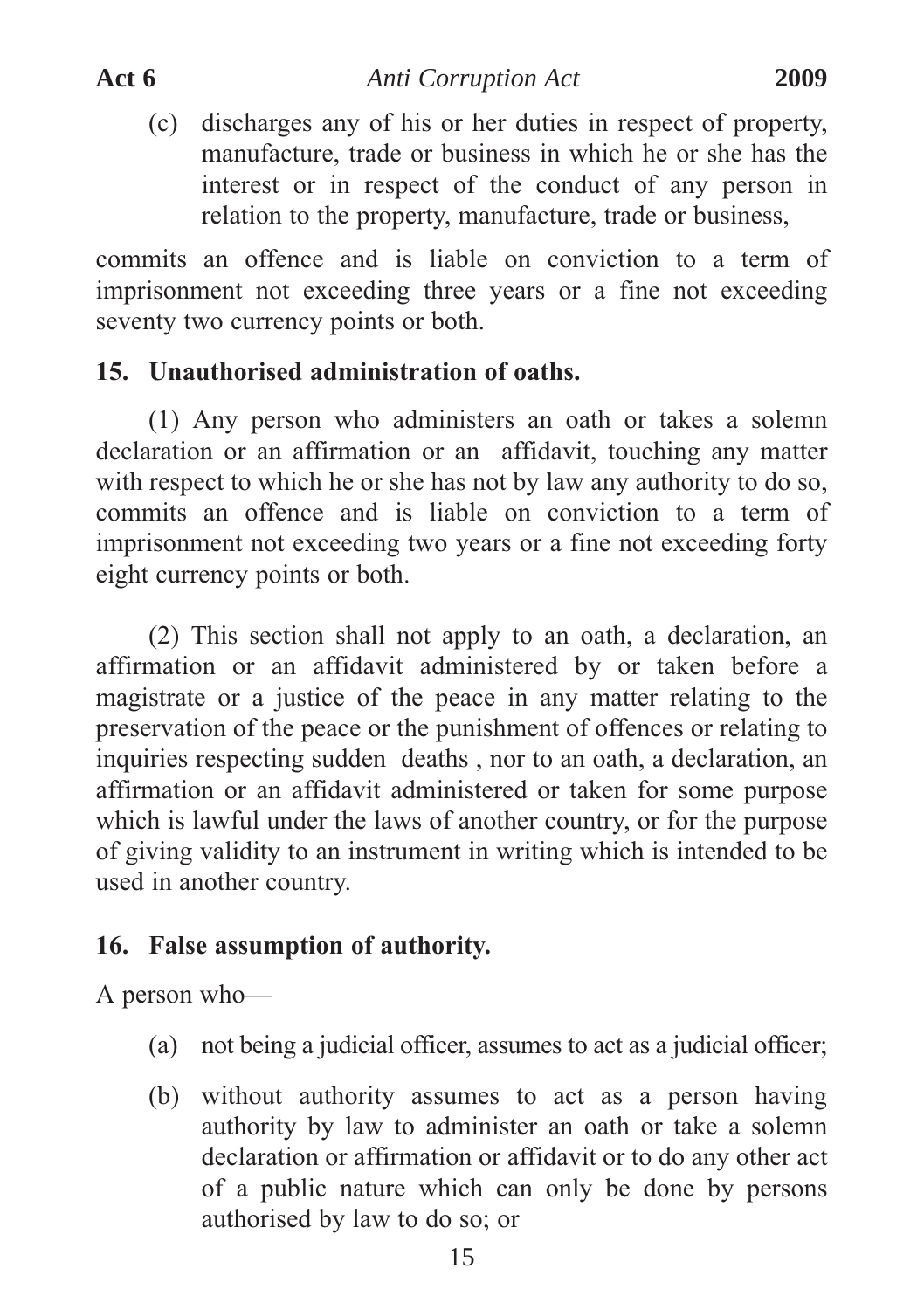(c) discharges any of his or her duties in respect of property, manufacture, trade or business in which he or she has the interest or in respect of the conduct of any person in relation to the property, manufacture, trade or business,

commits an offence and is liable on conviction to a term of imprisonment not exceeding three years or a fine not exceeding seventy two currency points or both.

**15. Unauthorised administration of oaths.**

(1) Any person who administers an oath or takes a solemn declaration or an affirmation or an affidavit, touching any matter with respect to which he or she has not by law any authority to do so, commits an offence and is liable on conviction to a term of imprisonment not exceeding two years or a fine not exceeding forty eight currency points or both.

(2) This section shall not apply to an oath, a declaration, an affirmation or an affidavit administered by or taken before a magistrate or a justice of the peace in any matter relating to the preservation of the peace or the punishment of offences or relating to inquiries respecting sudden deaths , nor to an oath, a declaration, an affirmation or an affidavit administered or taken for some purpose which is lawful under the laws of another country, or for the purpose of giving validity to an instrument in writing which is intended to be used in another country.

**16. False assumption of authority.**

A person who—

(a) not being a judicial officer, assumes to act as a judicial officer;

(b) without authority assumes to act as a person having authority by law to administer an oath or take a solemn declaration or affirmation or affidavit or to do any other act of a public nature which can only be done by persons authorised by law to do so; or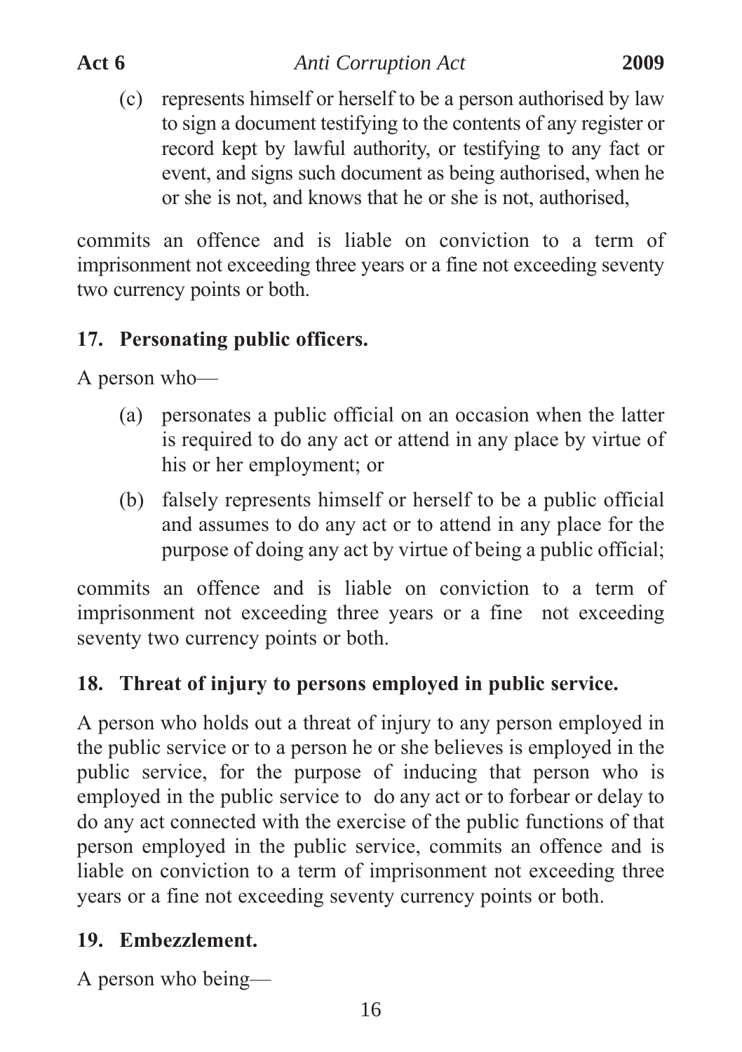(c) represents himself or herself to be a person authorised by law to sign a document testifying to the contents of any register or record kept by lawful authority, or testifying to any fact or event, and signs such document as being authorised, when he or she is not, and knows that he or she is not, authorised,

commits an offence and is liable on conviction to a term of imprisonment not exceeding three years or a fine not exceeding seventy two currency points or both.

**17. Personating public officers.**

A person who—

(a) personates a public official on an occasion when the latter is required to do any act or attend in any place by virtue of his or her employment; or

(b) falsely represents himself or herself to be a public official and assumes to do any act or to attend in any place for the purpose of doing any act by virtue of being a public official;

commits an offence and is liable on conviction to a term of imprisonment not exceeding three years or a fine not exceeding seventy two currency points or both.

**18. Threat of injury to persons employed in public service.**

A person who holds out a threat of injury to any person employed in the public service or to a person he or she believes is employed in the public service, for the purpose of inducing that person who is employed in the public service to do any act or to forbear or delay to do any act connected with the exercise of the public functions of that person employed in the public service, commits an offence and is liable on conviction to a term of imprisonment not exceeding three years or a fine not exceeding seventy currency points or both.

**19. Embezzlement.**

A person who being—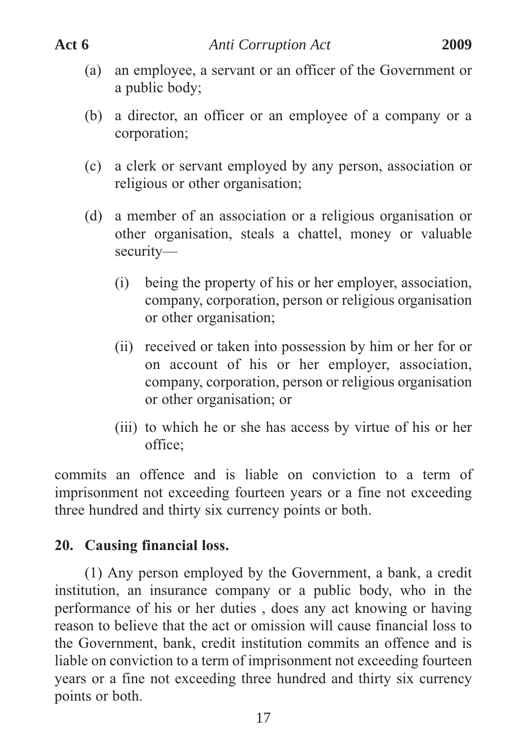(a) an employee, a servant or an officer of the Government or a public body;

(b) a director, an officer or an employee of a company or a corporation;

(c) a clerk or servant employed by any person, association or religious or other organisation;

(d) a member of an association or a religious organisation or other organisation, steals a chattel, money or valuable security—

  (i) being the property of his or her employer, association, company, corporation, person or religious organisation or other organisation;

  (ii) received or taken into possession by him or her for or on account of his or her employer, association, company, corporation, person or religious organisation or other organisation; or

  (iii) to which he or she has access by virtue of his or her office;

commits an offence and is liable on conviction to a term of imprisonment not exceeding fourteen years or a fine not exceeding three hundred and thirty six currency points or both.

**20. Causing financial loss.**

(1) Any person employed by the Government, a bank, a credit institution, an insurance company or a public body, who in the performance of his or her duties , does any act knowing or having reason to believe that the act or omission will cause financial loss to the Government, bank, credit institution commits an offence and is liable on conviction to a term of imprisonment not exceeding fourteen years or a fine not exceeding three hundred and thirty six currency points or both.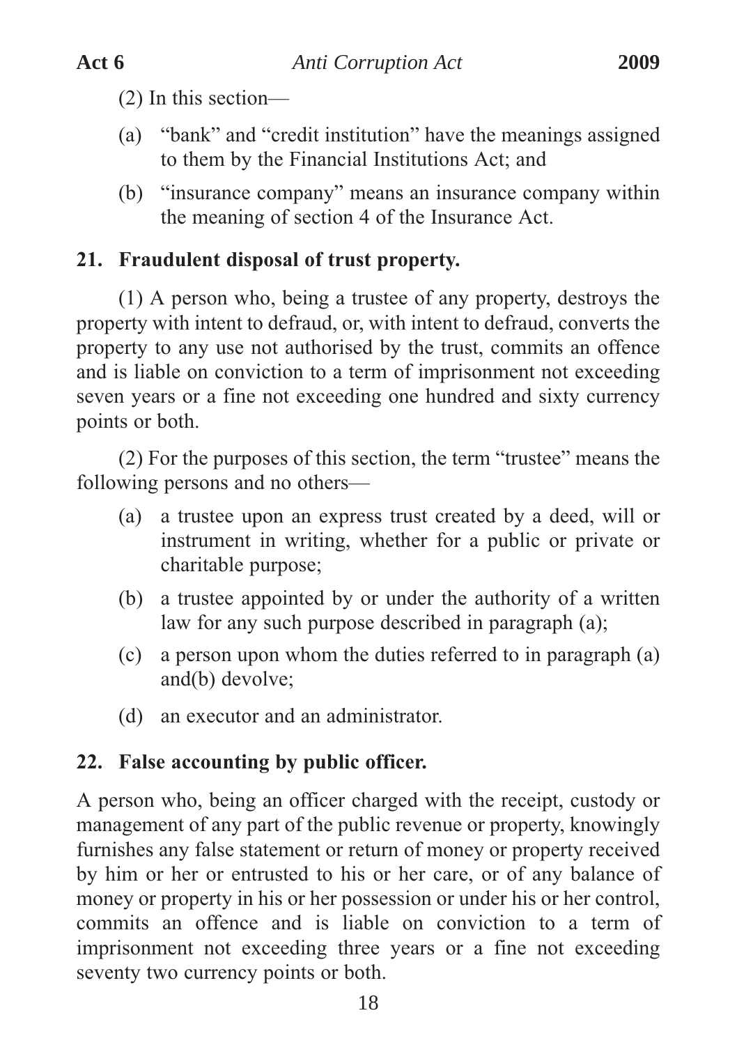(2) In this section—

(a) "bank" and "credit institution" have the meanings assigned to them by the Financial Institutions Act; and

(b) "insurance company" means an insurance company within the meaning of section 4 of the Insurance Act.

**21. Fraudulent disposal of trust property.**

(1) A person who, being a trustee of any property, destroys the property with intent to defraud, or, with intent to defraud, converts the property to any use not authorised by the trust, commits an offence and is liable on conviction to a term of imprisonment not exceeding seven years or a fine not exceeding one hundred and sixty currency points or both.

(2) For the purposes of this section, the term "trustee" means the following persons and no others—

(a) a trustee upon an express trust created by a deed, will or instrument in writing, whether for a public or private or charitable purpose;

(b) a trustee appointed by or under the authority of a written law for any such purpose described in paragraph (a);

(c) a person upon whom the duties referred to in paragraph (a) and(b) devolve;

(d) an executor and an administrator.

**22. False accounting by public officer.**

A person who, being an officer charged with the receipt, custody or management of any part of the public revenue or property, knowingly furnishes any false statement or return of money or property received by him or her or entrusted to his or her care, or of any balance of money or property in his or her possession or under his or her control, commits an offence and is liable on conviction to a term of imprisonment not exceeding three years or a fine not exceeding seventy two currency points or both.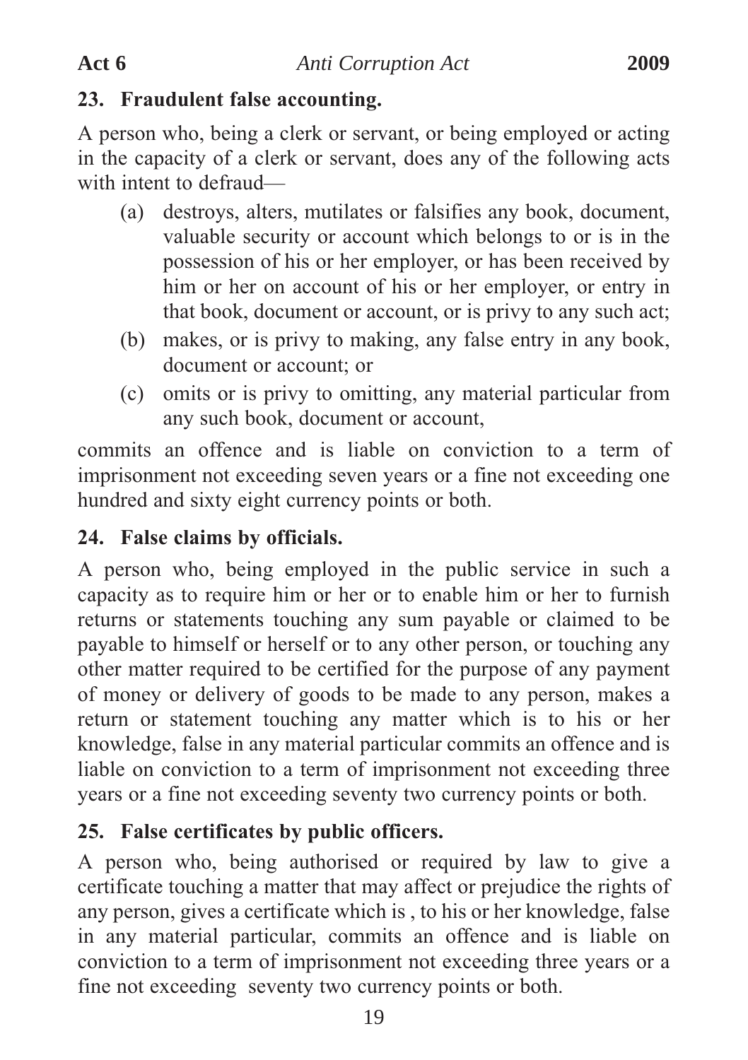### 23. Fraudulent false accounting.

A person who, being a clerk or servant, or being employed or acting in the capacity of a clerk or servant, does any of the following acts with intent to defraud—

- (a) destroys, alters, mutilates or falsifies any book, document, valuable security or account which belongs to or is in the possession of his or her employer, or has been received by him or her on account of his or her employer, or entry in that book, document or account, or is privy to any such act;
- (b) makes, or is privy to making, any false entry in any book, document or account; or
- (c) omits or is privy to omitting, any material particular from any such book, document or account,

commits an offence and is liable on conviction to a term of imprisonment not exceeding seven years or a fine not exceeding one hundred and sixty eight currency points or both.

### 24. False claims by officials.

A person who, being employed in the public service in such a capacity as to require him or her or to enable him or her to furnish returns or statements touching any sum payable or claimed to be payable to himself or herself or to any other person, or touching any other matter required to be certified for the purpose of any payment of money or delivery of goods to be made to any person, makes a return or statement touching any matter which is to his or her knowledge, false in any material particular commits an offence and is liable on conviction to a term of imprisonment not exceeding three years or a fine not exceeding seventy two currency points or both.

### 25. False certificates by public officers.

A person who, being authorised or required by law to give a certificate touching a matter that may affect or prejudice the rights of any person, gives a certificate which is , to his or her knowledge, false in any material particular, commits an offence and is liable on conviction to a term of imprisonment not exceeding three years or a fine not exceeding seventy two currency points or both.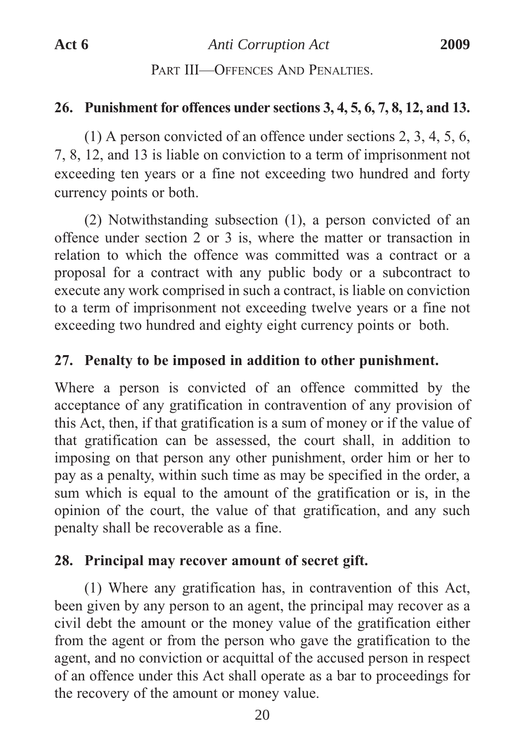PART III—OFFENCES AND PENALTIES.

### 26. Punishment for offences under sections 3, 4, 5, 6, 7, 8, 12, and 13.

(1) A person convicted of an offence under sections 2, 3, 4, 5, 6, 7, 8, 12, and 13 is liable on conviction to a term of imprisonment not exceeding ten years or a fine not exceeding two hundred and forty currency points or both.

(2) Notwithstanding subsection (1), a person convicted of an offence under section 2 or 3 is, where the matter or transaction in relation to which the offence was committed was a contract or a proposal for a contract with any public body or a subcontract to execute any work comprised in such a contract, is liable on conviction to a term of imprisonment not exceeding twelve years or a fine not exceeding two hundred and eighty eight currency points or both.

### 27. Penalty to be imposed in addition to other punishment.

Where a person is convicted of an offence committed by the acceptance of any gratification in contravention of any provision of this Act, then, if that gratification is a sum of money or if the value of that gratification can be assessed, the court shall, in addition to imposing on that person any other punishment, order him or her to pay as a penalty, within such time as may be specified in the order, a sum which is equal to the amount of the gratification or is, in the opinion of the court, the value of that gratification, and any such penalty shall be recoverable as a fine.

### 28. Principal may recover amount of secret gift.

(1) Where any gratification has, in contravention of this Act, been given by any person to an agent, the principal may recover as a civil debt the amount or the money value of the gratification either from the agent or from the person who gave the gratification to the agent, and no conviction or acquittal of the accused person in respect of an offence under this Act shall operate as a bar to proceedings for the recovery of the amount or money value.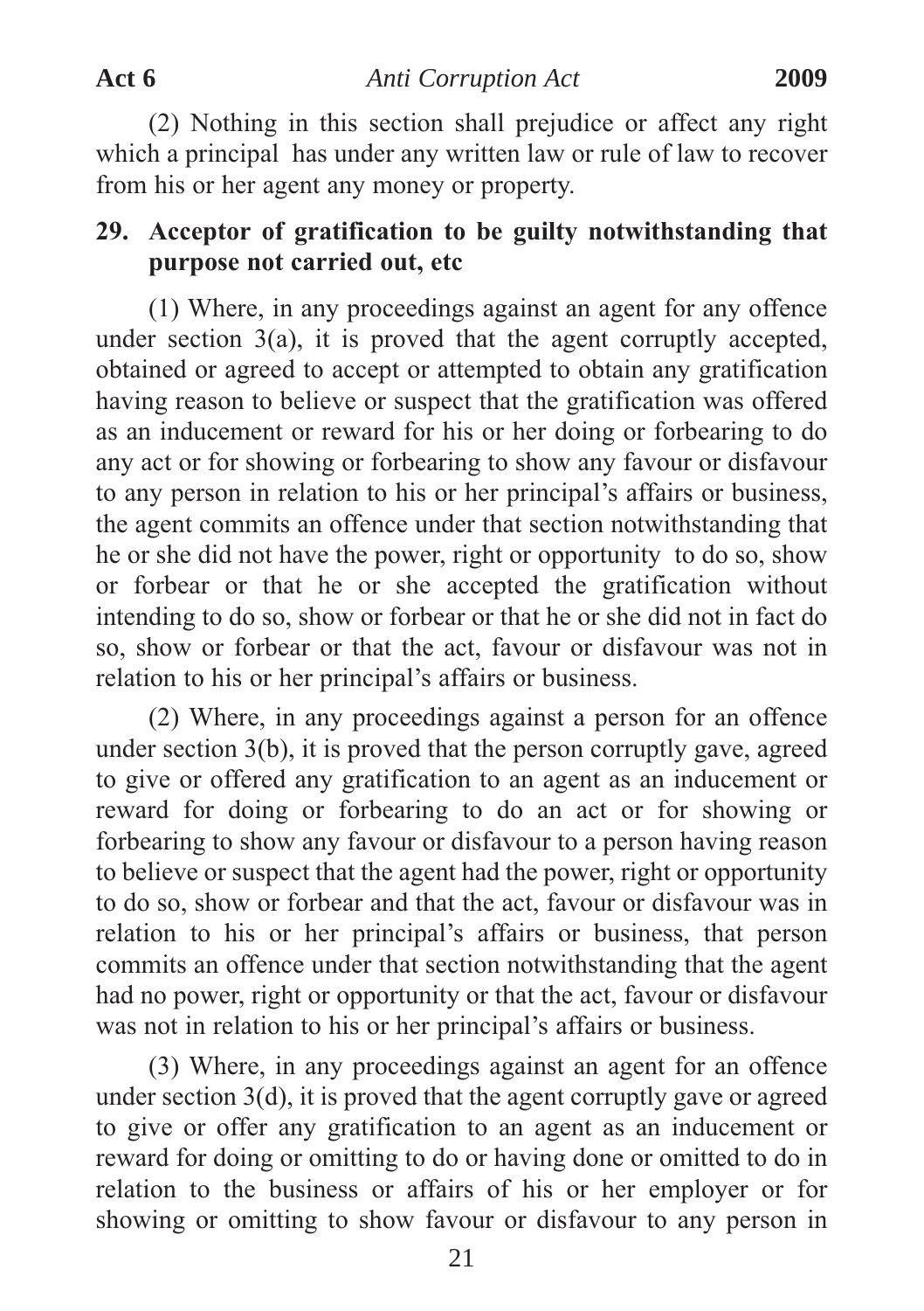(2) Nothing in this section shall prejudice or affect any right which a principal has under any written law or rule of law to recover from his or her agent any money or property.

## 29. Acceptor of gratification to be guilty notwithstanding that purpose not carried out, etc

(1) Where, in any proceedings against an agent for any offence under section 3(a), it is proved that the agent corruptly accepted, obtained or agreed to accept or attempted to obtain any gratification having reason to believe or suspect that the gratification was offered as an inducement or reward for his or her doing or forbearing to do any act or for showing or forbearing to show any favour or disfavour to any person in relation to his or her principal's affairs or business, the agent commits an offence under that section notwithstanding that he or she did not have the power, right or opportunity to do so, show or forbear or that he or she accepted the gratification without intending to do so, show or forbear or that he or she did not in fact do so, show or forbear or that the act, favour or disfavour was not in relation to his or her principal's affairs or business.

(2) Where, in any proceedings against a person for an offence under section 3(b), it is proved that the person corruptly gave, agreed to give or offered any gratification to an agent as an inducement or reward for doing or forbearing to do an act or for showing or forbearing to show any favour or disfavour to a person having reason to believe or suspect that the agent had the power, right or opportunity to do so, show or forbear and that the act, favour or disfavour was in relation to his or her principal's affairs or business, that person commits an offence under that section notwithstanding that the agent had no power, right or opportunity or that the act, favour or disfavour was not in relation to his or her principal's affairs or business.

(3) Where, in any proceedings against an agent for an offence under section 3(d), it is proved that the agent corruptly gave or agreed to give or offer any gratification to an agent as an inducement or reward for doing or omitting to do or having done or omitted to do in relation to the business or affairs of his or her employer or for showing or omitting to show favour or disfavour to any person in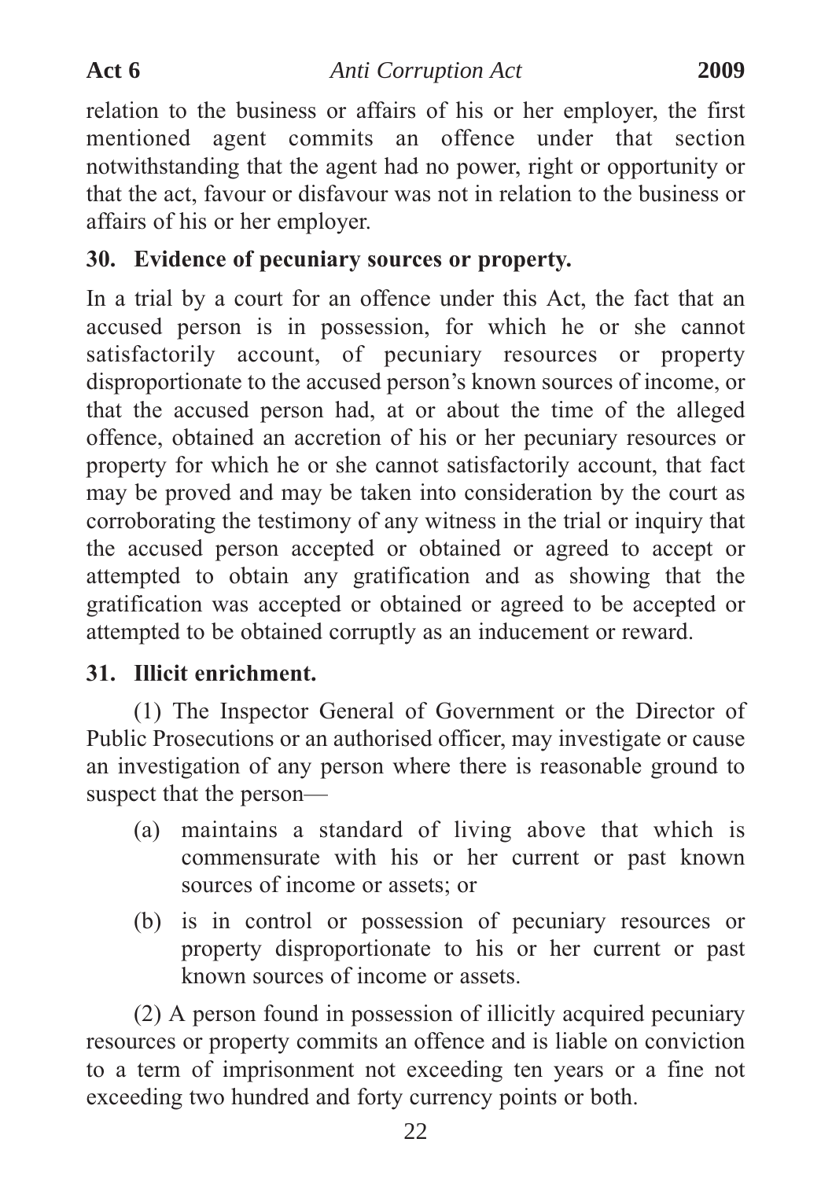relation to the business or affairs of his or her employer, the first mentioned agent commits an offence under that section notwithstanding that the agent had no power, right or opportunity or that the act, favour or disfavour was not in relation to the business or affairs of his or her employer.

**30. Evidence of pecuniary sources or property.**

In a trial by a court for an offence under this Act, the fact that an accused person is in possession, for which he or she cannot satisfactorily account, of pecuniary resources or property disproportionate to the accused person's known sources of income, or that the accused person had, at or about the time of the alleged offence, obtained an accretion of his or her pecuniary resources or property for which he or she cannot satisfactorily account, that fact may be proved and may be taken into consideration by the court as corroborating the testimony of any witness in the trial or inquiry that the accused person accepted or obtained or agreed to accept or attempted to obtain any gratification and as showing that the gratification was accepted or obtained or agreed to be accepted or attempted to be obtained corruptly as an inducement or reward.

**31. Illicit enrichment.**

(1) The Inspector General of Government or the Director of Public Prosecutions or an authorised officer, may investigate or cause an investigation of any person where there is reasonable ground to suspect that the person—

(a) maintains a standard of living above that which is commensurate with his or her current or past known sources of income or assets; or

(b) is in control or possession of pecuniary resources or property disproportionate to his or her current or past known sources of income or assets.

(2) A person found in possession of illicitly acquired pecuniary resources or property commits an offence and is liable on conviction to a term of imprisonment not exceeding ten years or a fine not exceeding two hundred and forty currency points or both.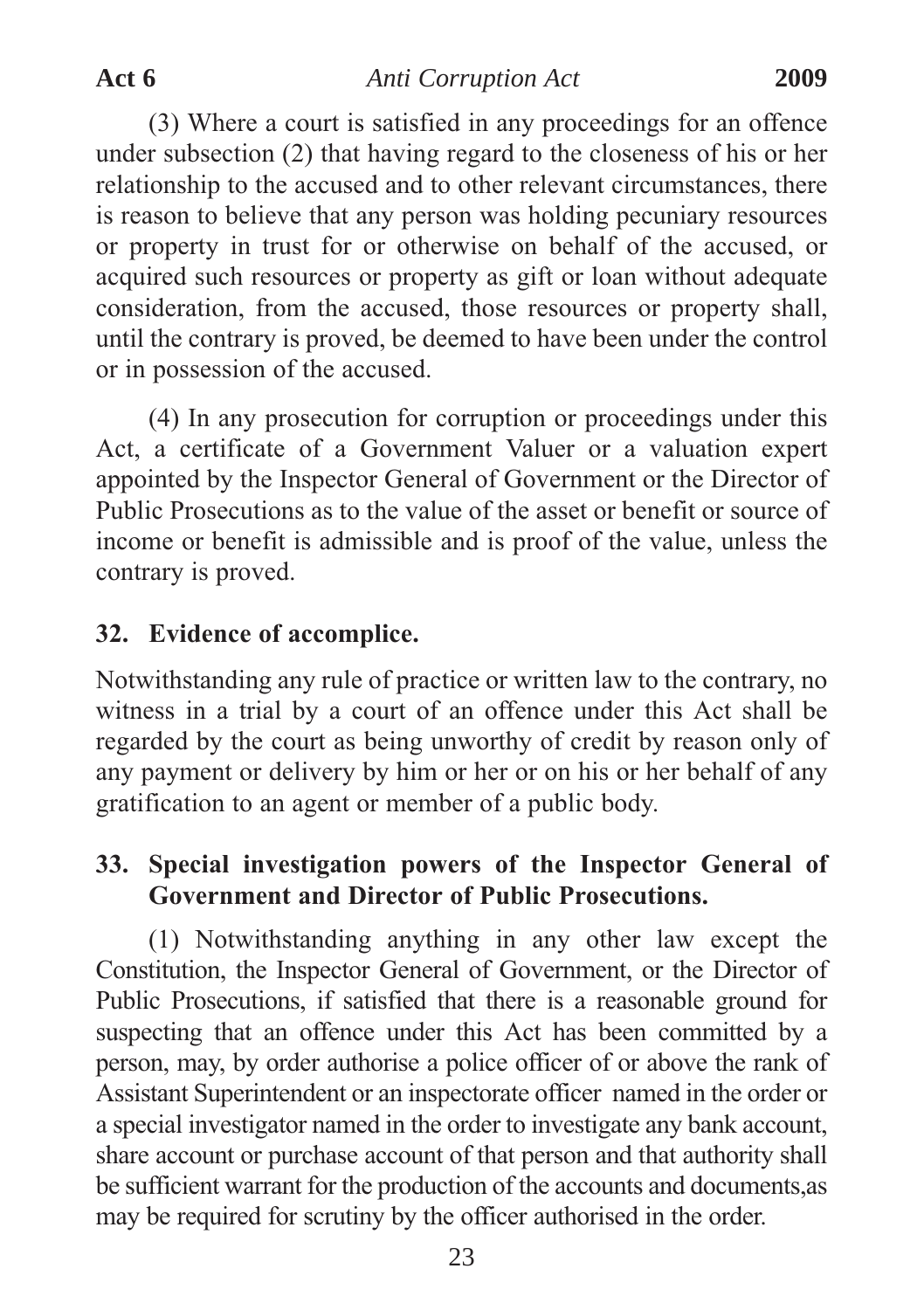(3) Where a court is satisfied in any proceedings for an offence under subsection (2) that having regard to the closeness of his or her relationship to the accused and to other relevant circumstances, there is reason to believe that any person was holding pecuniary resources or property in trust for or otherwise on behalf of the accused, or acquired such resources or property as gift or loan without adequate consideration, from the accused, those resources or property shall, until the contrary is proved, be deemed to have been under the control or in possession of the accused.

(4) In any prosecution for corruption or proceedings under this Act, a certificate of a Government Valuer or a valuation expert appointed by the Inspector General of Government or the Director of Public Prosecutions as to the value of the asset or benefit or source of income or benefit is admissible and is proof of the value, unless the contrary is proved.

**32. Evidence of accomplice.**

Notwithstanding any rule of practice or written law to the contrary, no witness in a trial by a court of an offence under this Act shall be regarded by the court as being unworthy of credit by reason only of any payment or delivery by him or her or on his or her behalf of any gratification to an agent or member of a public body.

**33. Special investigation powers of the Inspector General of Government and Director of Public Prosecutions.**

(1) Notwithstanding anything in any other law except the Constitution, the Inspector General of Government, or the Director of Public Prosecutions, if satisfied that there is a reasonable ground for suspecting that an offence under this Act has been committed by a person, may, by order authorise a police officer of or above the rank of Assistant Superintendent or an inspectorate officer named in the order or a special investigator named in the order to investigate any bank account, share account or purchase account of that person and that authority shall be sufficient warrant for the production of the accounts and documents,as may be required for scrutiny by the officer authorised in the order.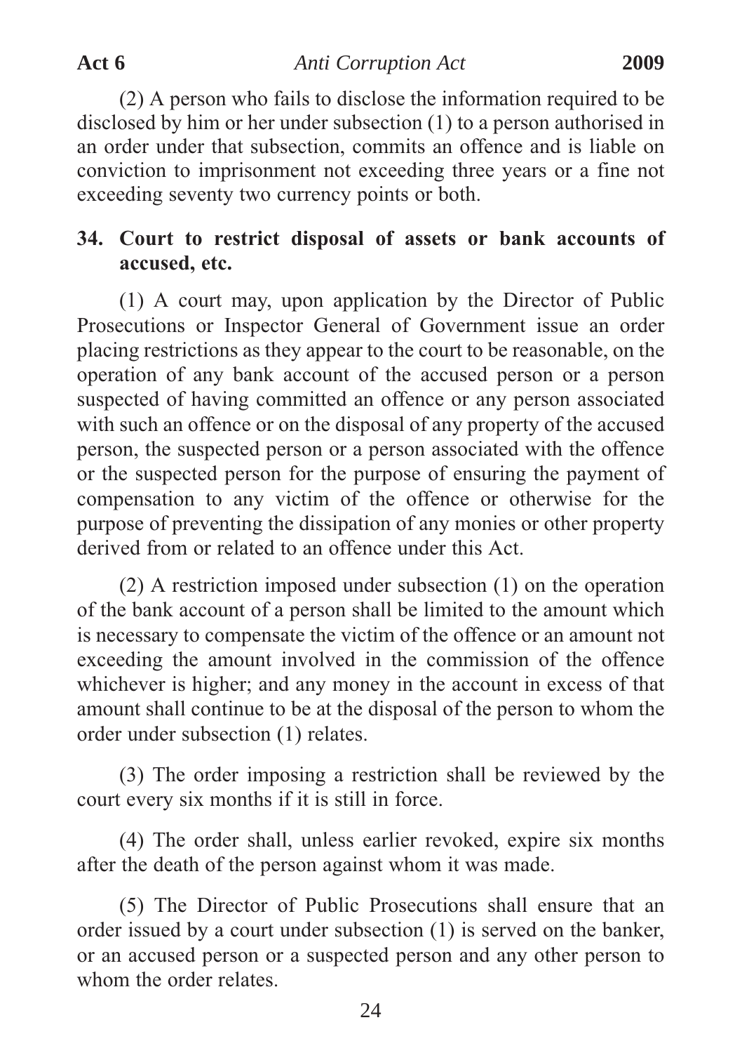(2) A person who fails to disclose the information required to be disclosed by him or her under subsection (1) to a person authorised in an order under that subsection, commits an offence and is liable on conviction to imprisonment not exceeding three years or a fine not exceeding seventy two currency points or both.

## 34. Court to restrict disposal of assets or bank accounts of accused, etc.

(1) A court may, upon application by the Director of Public Prosecutions or Inspector General of Government issue an order placing restrictions as they appear to the court to be reasonable, on the operation of any bank account of the accused person or a person suspected of having committed an offence or any person associated with such an offence or on the disposal of any property of the accused person, the suspected person or a person associated with the offence or the suspected person for the purpose of ensuring the payment of compensation to any victim of the offence or otherwise for the purpose of preventing the dissipation of any monies or other property derived from or related to an offence under this Act.

(2) A restriction imposed under subsection (1) on the operation of the bank account of a person shall be limited to the amount which is necessary to compensate the victim of the offence or an amount not exceeding the amount involved in the commission of the offence whichever is higher; and any money in the account in excess of that amount shall continue to be at the disposal of the person to whom the order under subsection (1) relates.

(3) The order imposing a restriction shall be reviewed by the court every six months if it is still in force.

(4) The order shall, unless earlier revoked, expire six months after the death of the person against whom it was made.

(5) The Director of Public Prosecutions shall ensure that an order issued by a court under subsection (1) is served on the banker, or an accused person or a suspected person and any other person to whom the order relates.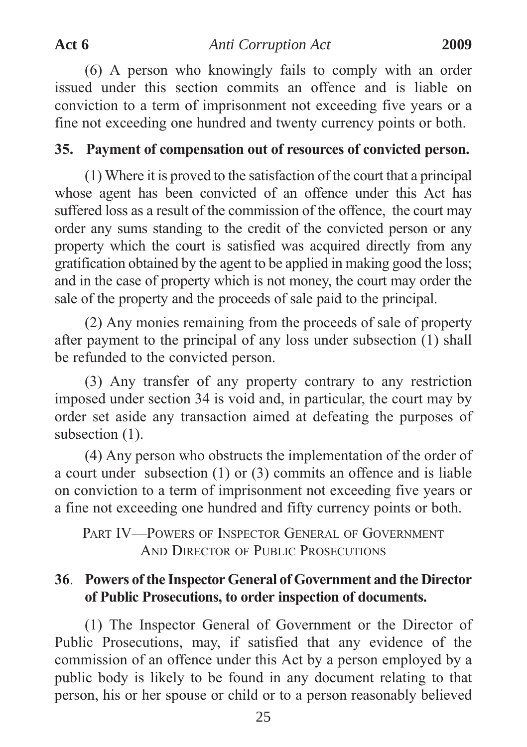(6) A person who knowingly fails to comply with an order issued under this section commits an offence and is liable on conviction to a term of imprisonment not exceeding five years or a fine not exceeding one hundred and twenty currency points or both.

**35. Payment of compensation out of resources of convicted person.**

(1) Where it is proved to the satisfaction of the court that a principal whose agent has been convicted of an offence under this Act has suffered loss as a result of the commission of the offence, the court may order any sums standing to the credit of the convicted person or any property which the court is satisfied was acquired directly from any gratification obtained by the agent to be applied in making good the loss; and in the case of property which is not money, the court may order the sale of the property and the proceeds of sale paid to the principal.

(2) Any monies remaining from the proceeds of sale of property after payment to the principal of any loss under subsection (1) shall be refunded to the convicted person.

(3) Any transfer of any property contrary to any restriction imposed under section 34 is void and, in particular, the court may by order set aside any transaction aimed at defeating the purposes of subsection (1).

(4) Any person who obstructs the implementation of the order of a court under subsection (1) or (3) commits an offence and is liable on conviction to a term of imprisonment not exceeding five years or a fine not exceeding one hundred and fifty currency points or both.

## PART IV—POWERS OF INSPECTOR GENERAL OF GOVERNMENT AND DIRECTOR OF PUBLIC PROSECUTIONS

**36. Powers of the Inspector General of Government and the Director of Public Prosecutions, to order inspection of documents.**

(1) The Inspector General of Government or the Director of Public Prosecutions, may, if satisfied that any evidence of the commission of an offence under this Act by a person employed by a public body is likely to be found in any document relating to that person, his or her spouse or child or to a person reasonably believed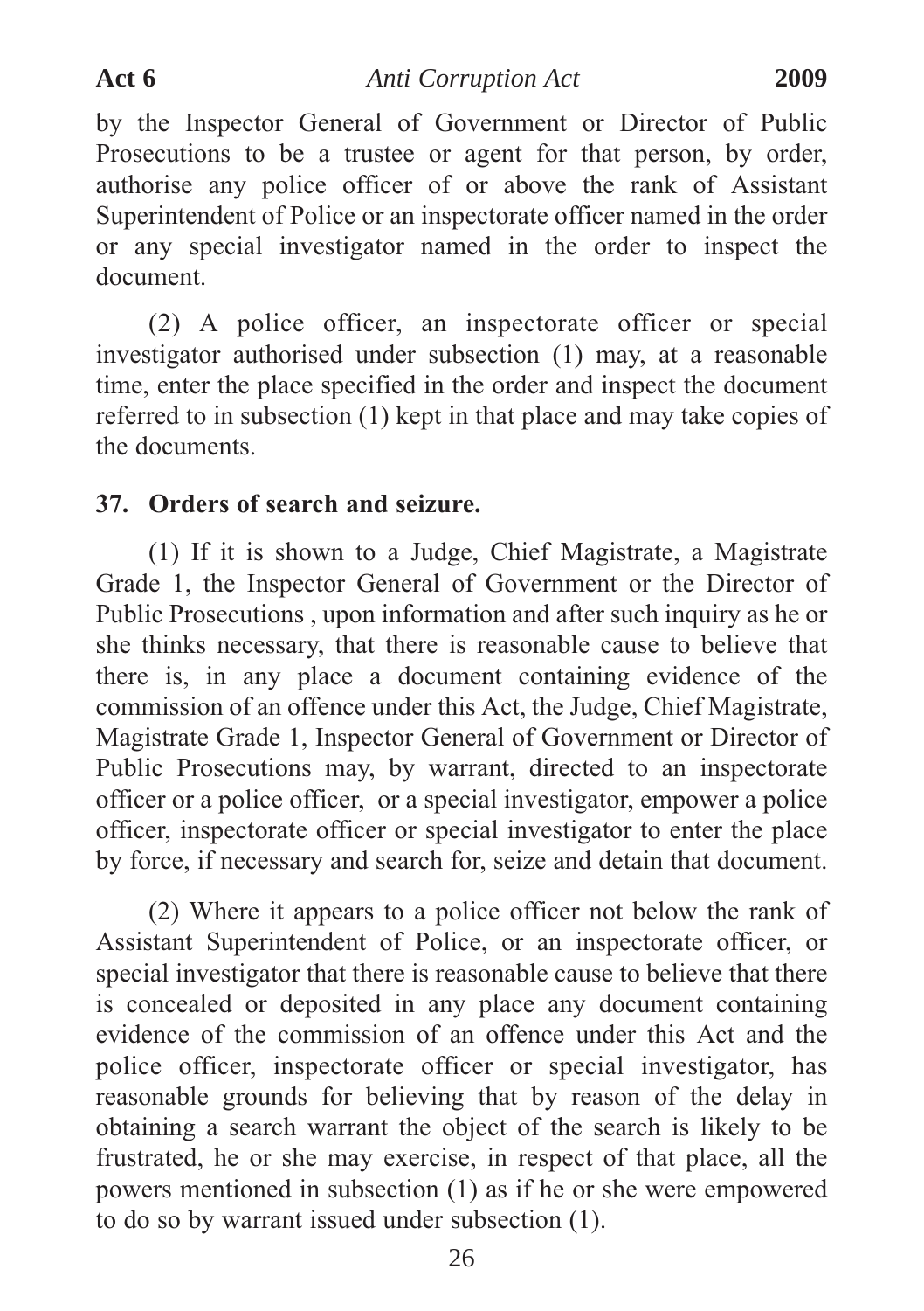by the Inspector General of Government or Director of Public Prosecutions to be a trustee or agent for that person, by order, authorise any police officer of or above the rank of Assistant Superintendent of Police or an inspectorate officer named in the order or any special investigator named in the order to inspect the document.

(2) A police officer, an inspectorate officer or special investigator authorised under subsection (1) may, at a reasonable time, enter the place specified in the order and inspect the document referred to in subsection (1) kept in that place and may take copies of the documents.

### 37. Orders of search and seizure.

(1) If it is shown to a Judge, Chief Magistrate, a Magistrate Grade 1, the Inspector General of Government or the Director of Public Prosecutions , upon information and after such inquiry as he or she thinks necessary, that there is reasonable cause to believe that there is, in any place a document containing evidence of the commission of an offence under this Act, the Judge, Chief Magistrate, Magistrate Grade 1, Inspector General of Government or Director of Public Prosecutions may, by warrant, directed to an inspectorate officer or a police officer, or a special investigator, empower a police officer, inspectorate officer or special investigator to enter the place by force, if necessary and search for, seize and detain that document.

(2) Where it appears to a police officer not below the rank of Assistant Superintendent of Police, or an inspectorate officer, or special investigator that there is reasonable cause to believe that there is concealed or deposited in any place any document containing evidence of the commission of an offence under this Act and the police officer, inspectorate officer or special investigator, has reasonable grounds for believing that by reason of the delay in obtaining a search warrant the object of the search is likely to be frustrated, he or she may exercise, in respect of that place, all the powers mentioned in subsection (1) as if he or she were empowered to do so by warrant issued under subsection (1).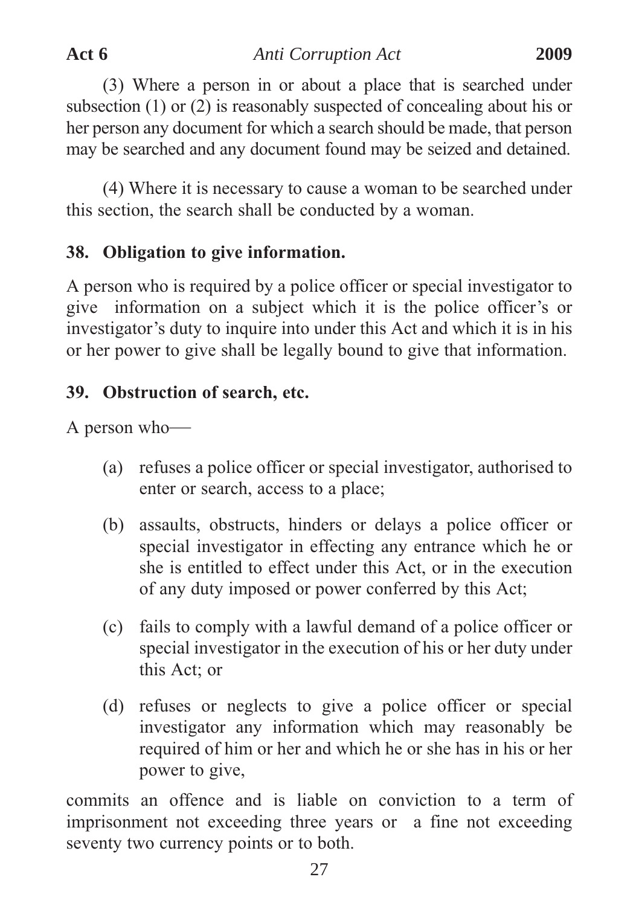(3) Where a person in or about a place that is searched under subsection (1) or (2) is reasonably suspected of concealing about his or her person any document for which a search should be made, that person may be searched and any document found may be seized and detained.

(4) Where it is necessary to cause a woman to be searched under this section, the search shall be conducted by a woman.

### 38. Obligation to give information.

A person who is required by a police officer or special investigator to give information on a subject which it is the police officer's or investigator's duty to inquire into under this Act and which it is in his or her power to give shall be legally bound to give that information.

### 39. Obstruction of search, etc.

A person who—

(a) refuses a police officer or special investigator, authorised to enter or search, access to a place;

(b) assaults, obstructs, hinders or delays a police officer or special investigator in effecting any entrance which he or she is entitled to effect under this Act, or in the execution of any duty imposed or power conferred by this Act;

(c) fails to comply with a lawful demand of a police officer or special investigator in the execution of his or her duty under this Act; or

(d) refuses or neglects to give a police officer or special investigator any information which may reasonably be required of him or her and which he or she has in his or her power to give,

commits an offence and is liable on conviction to a term of imprisonment not exceeding three years or a fine not exceeding seventy two currency points or to both.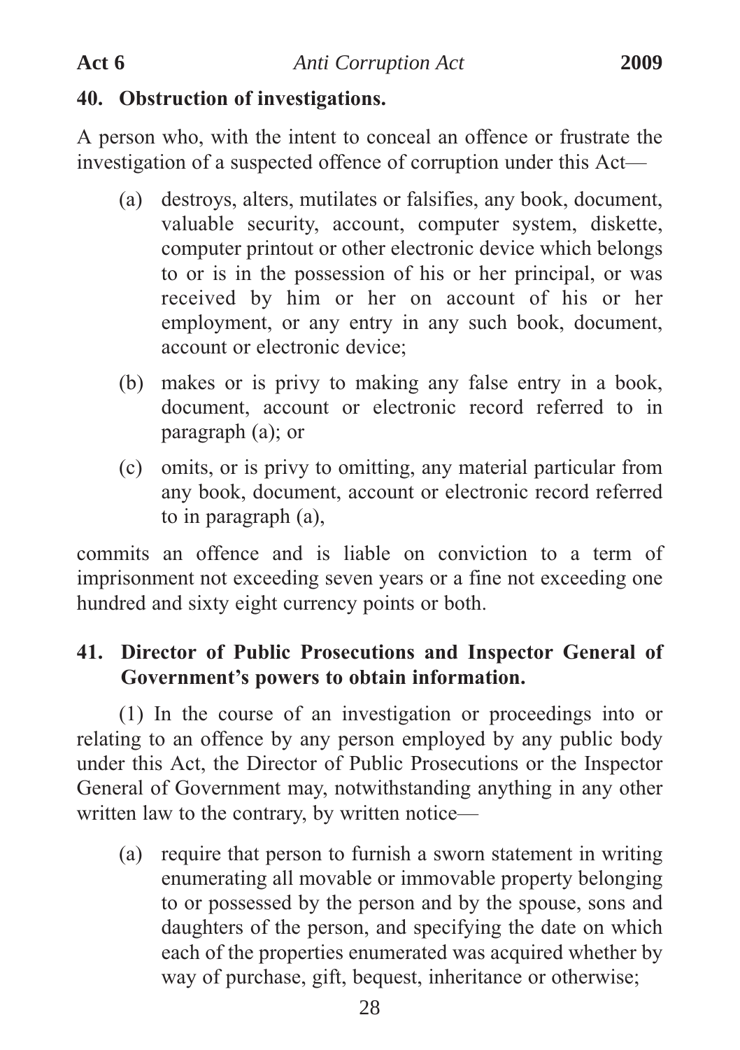## 40. Obstruction of investigations.

A person who, with the intent to conceal an offence or frustrate the investigation of a suspected offence of corruption under this Act—

(a) destroys, alters, mutilates or falsifies, any book, document, valuable security, account, computer system, diskette, computer printout or other electronic device which belongs to or is in the possession of his or her principal, or was received by him or her on account of his or her employment, or any entry in any such book, document, account or electronic device;

(b) makes or is privy to making any false entry in a book, document, account or electronic record referred to in paragraph (a); or

(c) omits, or is privy to omitting, any material particular from any book, document, account or electronic record referred to in paragraph (a),

commits an offence and is liable on conviction to a term of imprisonment not exceeding seven years or a fine not exceeding one hundred and sixty eight currency points or both.

## 41. Director of Public Prosecutions and Inspector General of Government's powers to obtain information.

(1) In the course of an investigation or proceedings into or relating to an offence by any person employed by any public body under this Act, the Director of Public Prosecutions or the Inspector General of Government may, notwithstanding anything in any other written law to the contrary, by written notice—

(a) require that person to furnish a sworn statement in writing enumerating all movable or immovable property belonging to or possessed by the person and by the spouse, sons and daughters of the person, and specifying the date on which each of the properties enumerated was acquired whether by way of purchase, gift, bequest, inheritance or otherwise;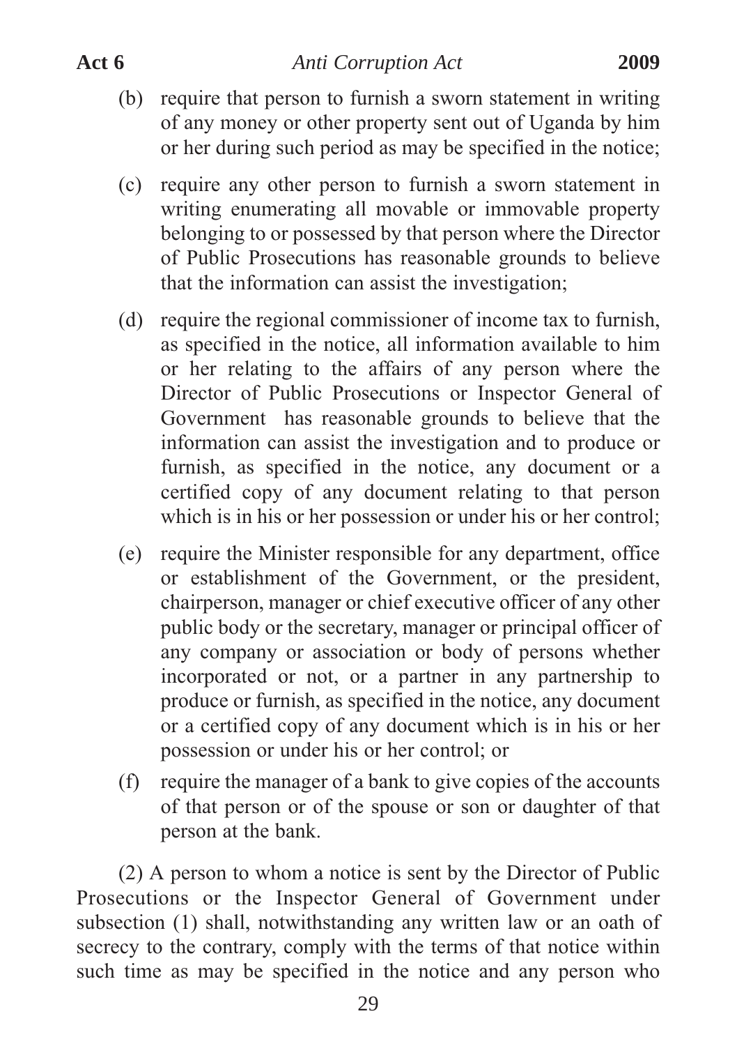(b) require that person to furnish a sworn statement in writing of any money or other property sent out of Uganda by him or her during such period as may be specified in the notice;

(c) require any other person to furnish a sworn statement in writing enumerating all movable or immovable property belonging to or possessed by that person where the Director of Public Prosecutions has reasonable grounds to believe that the information can assist the investigation;

(d) require the regional commissioner of income tax to furnish, as specified in the notice, all information available to him or her relating to the affairs of any person where the Director of Public Prosecutions or Inspector General of Government has reasonable grounds to believe that the information can assist the investigation and to produce or furnish, as specified in the notice, any document or a certified copy of any document relating to that person which is in his or her possession or under his or her control;

(e) require the Minister responsible for any department, office or establishment of the Government, or the president, chairperson, manager or chief executive officer of any other public body or the secretary, manager or principal officer of any company or association or body of persons whether incorporated or not, or a partner in any partnership to produce or furnish, as specified in the notice, any document or a certified copy of any document which is in his or her possession or under his or her control; or

(f) require the manager of a bank to give copies of the accounts of that person or of the spouse or son or daughter of that person at the bank.

(2) A person to whom a notice is sent by the Director of Public Prosecutions or the Inspector General of Government under subsection (1) shall, notwithstanding any written law or an oath of secrecy to the contrary, comply with the terms of that notice within such time as may be specified in the notice and any person who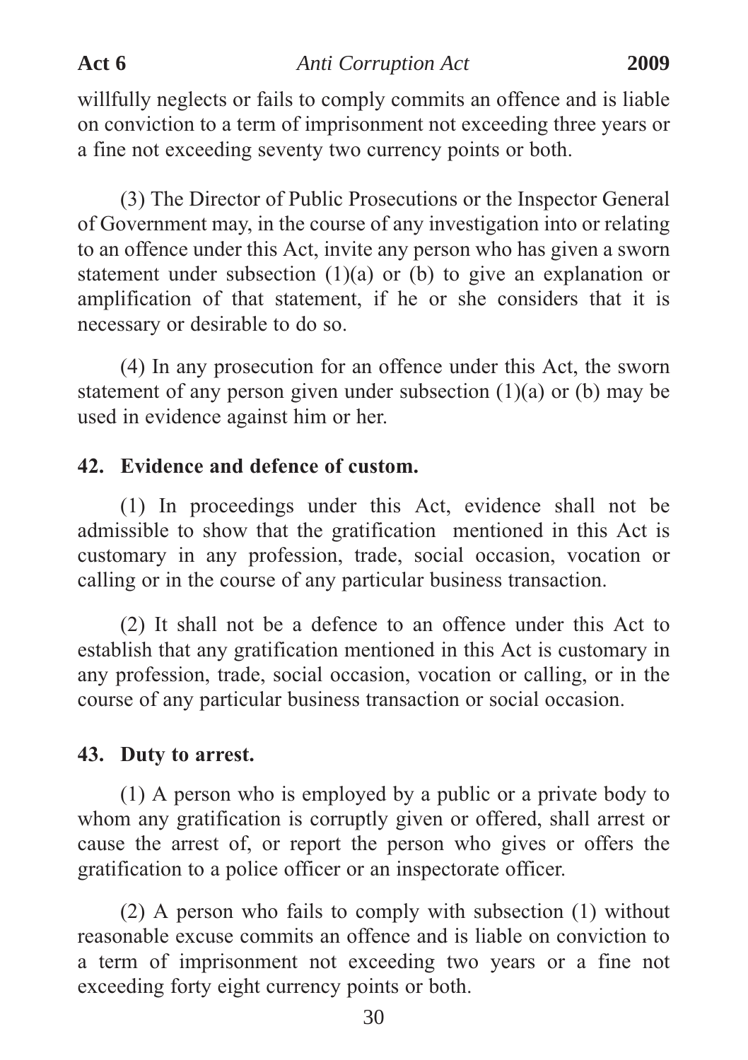willfully neglects or fails to comply commits an offence and is liable on conviction to a term of imprisonment not exceeding three years or a fine not exceeding seventy two currency points or both.

(3) The Director of Public Prosecutions or the Inspector General of Government may, in the course of any investigation into or relating to an offence under this Act, invite any person who has given a sworn statement under subsection (1)(a) or (b) to give an explanation or amplification of that statement, if he or she considers that it is necessary or desirable to do so.

(4) In any prosecution for an offence under this Act, the sworn statement of any person given under subsection (1)(a) or (b) may be used in evidence against him or her.

**42. Evidence and defence of custom.**

(1) In proceedings under this Act, evidence shall not be admissible to show that the gratification mentioned in this Act is customary in any profession, trade, social occasion, vocation or calling or in the course of any particular business transaction.

(2) It shall not be a defence to an offence under this Act to establish that any gratification mentioned in this Act is customary in any profession, trade, social occasion, vocation or calling, or in the course of any particular business transaction or social occasion.

**43. Duty to arrest.**

(1) A person who is employed by a public or a private body to whom any gratification is corruptly given or offered, shall arrest or cause the arrest of, or report the person who gives or offers the gratification to a police officer or an inspectorate officer.

(2) A person who fails to comply with subsection (1) without reasonable excuse commits an offence and is liable on conviction to a term of imprisonment not exceeding two years or a fine not exceeding forty eight currency points or both.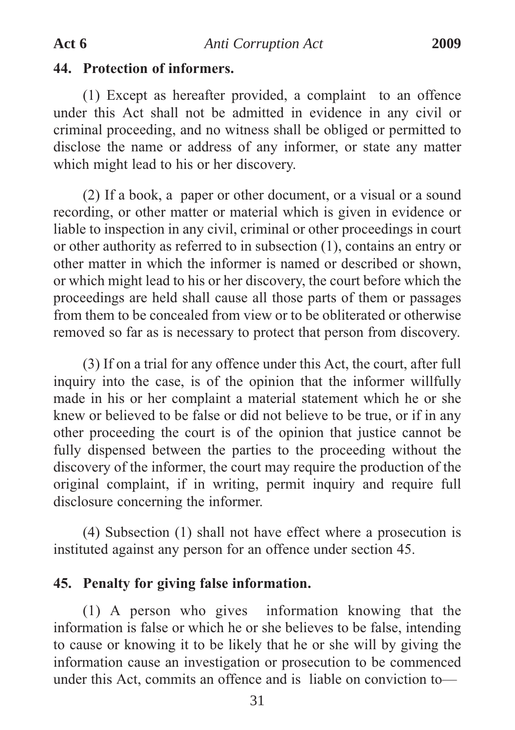## 44. Protection of informers.

(1) Except as hereafter provided, a complaint to an offence under this Act shall not be admitted in evidence in any civil or criminal proceeding, and no witness shall be obliged or permitted to disclose the name or address of any informer, or state any matter which might lead to his or her discovery.

(2) If a book, a paper or other document, or a visual or a sound recording, or other matter or material which is given in evidence or liable to inspection in any civil, criminal or other proceedings in court or other authority as referred to in subsection (1), contains an entry or other matter in which the informer is named or described or shown, or which might lead to his or her discovery, the court before which the proceedings are held shall cause all those parts of them or passages from them to be concealed from view or to be obliterated or otherwise removed so far as is necessary to protect that person from discovery.

(3) If on a trial for any offence under this Act, the court, after full inquiry into the case, is of the opinion that the informer willfully made in his or her complaint a material statement which he or she knew or believed to be false or did not believe to be true, or if in any other proceeding the court is of the opinion that justice cannot be fully dispensed between the parties to the proceeding without the discovery of the informer, the court may require the production of the original complaint, if in writing, permit inquiry and require full disclosure concerning the informer.

(4) Subsection (1) shall not have effect where a prosecution is instituted against any person for an offence under section 45.

## 45. Penalty for giving false information.

(1) A person who gives information knowing that the information is false or which he or she believes to be false, intending to cause or knowing it to be likely that he or she will by giving the information cause an investigation or prosecution to be commenced under this Act, commits an offence and is liable on conviction to—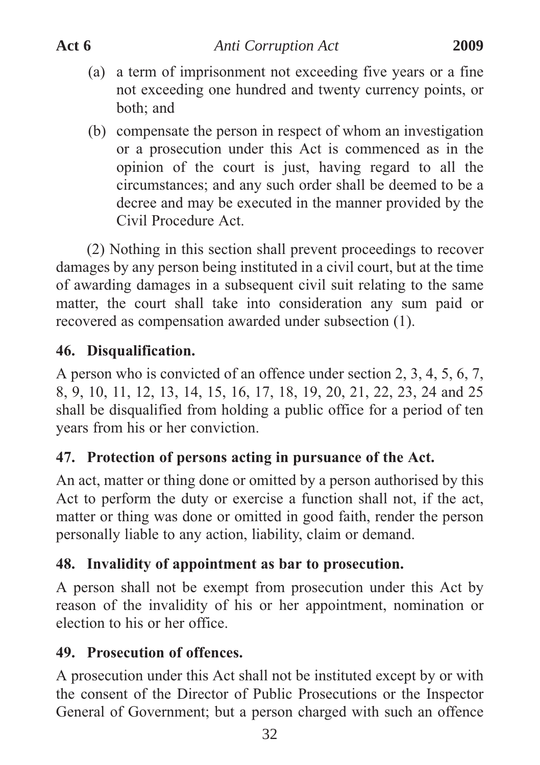(a) a term of imprisonment not exceeding five years or a fine not exceeding one hundred and twenty currency points, or both; and

(b) compensate the person in respect of whom an investigation or a prosecution under this Act is commenced as in the opinion of the court is just, having regard to all the circumstances; and any such order shall be deemed to be a decree and may be executed in the manner provided by the Civil Procedure Act.

(2) Nothing in this section shall prevent proceedings to recover damages by any person being instituted in a civil court, but at the time of awarding damages in a subsequent civil suit relating to the same matter, the court shall take into consideration any sum paid or recovered as compensation awarded under subsection (1).

### 46. Disqualification.

A person who is convicted of an offence under section 2, 3, 4, 5, 6, 7, 8, 9, 10, 11, 12, 13, 14, 15, 16, 17, 18, 19, 20, 21, 22, 23, 24 and 25 shall be disqualified from holding a public office for a period of ten years from his or her conviction.

### 47. Protection of persons acting in pursuance of the Act.

An act, matter or thing done or omitted by a person authorised by this Act to perform the duty or exercise a function shall not, if the act, matter or thing was done or omitted in good faith, render the person personally liable to any action, liability, claim or demand.

### 48. Invalidity of appointment as bar to prosecution.

A person shall not be exempt from prosecution under this Act by reason of the invalidity of his or her appointment, nomination or election to his or her office.

### 49. Prosecution of offences.

A prosecution under this Act shall not be instituted except by or with the consent of the Director of Public Prosecutions or the Inspector General of Government; but a person charged with such an offence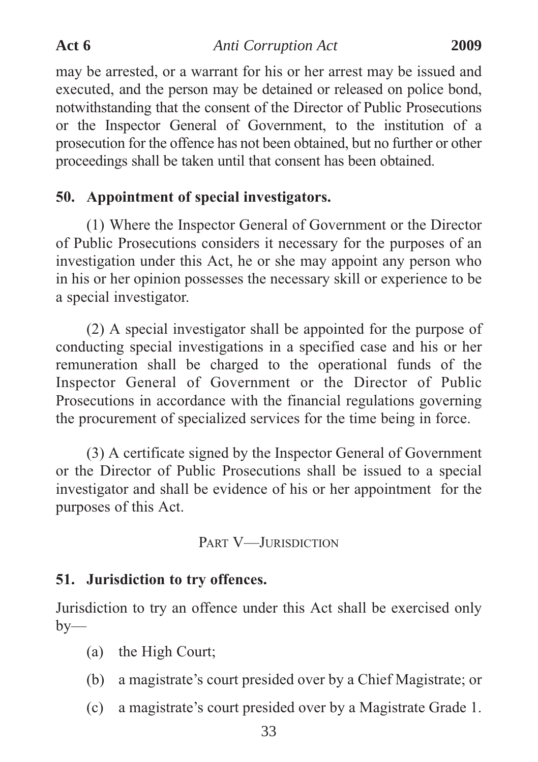may be arrested, or a warrant for his or her arrest may be issued and executed, and the person may be detained or released on police bond, notwithstanding that the consent of the Director of Public Prosecutions or the Inspector General of Government, to the institution of a prosecution for the offence has not been obtained, but no further or other proceedings shall be taken until that consent has been obtained.

### 50. Appointment of special investigators.

(1) Where the Inspector General of Government or the Director of Public Prosecutions considers it necessary for the purposes of an investigation under this Act, he or she may appoint any person who in his or her opinion possesses the necessary skill or experience to be a special investigator.

(2) A special investigator shall be appointed for the purpose of conducting special investigations in a specified case and his or her remuneration shall be charged to the operational funds of the Inspector General of Government or the Director of Public Prosecutions in accordance with the financial regulations governing the procurement of specialized services for the time being in force.

(3) A certificate signed by the Inspector General of Government or the Director of Public Prosecutions shall be issued to a special investigator and shall be evidence of his or her appointment for the purposes of this Act.

## PART V—JURISDICTION

### 51. Jurisdiction to try offences.

Jurisdiction to try an offence under this Act shall be exercised only by—

(a) the High Court;

(b) a magistrate's court presided over by a Chief Magistrate; or

(c) a magistrate's court presided over by a Magistrate Grade 1.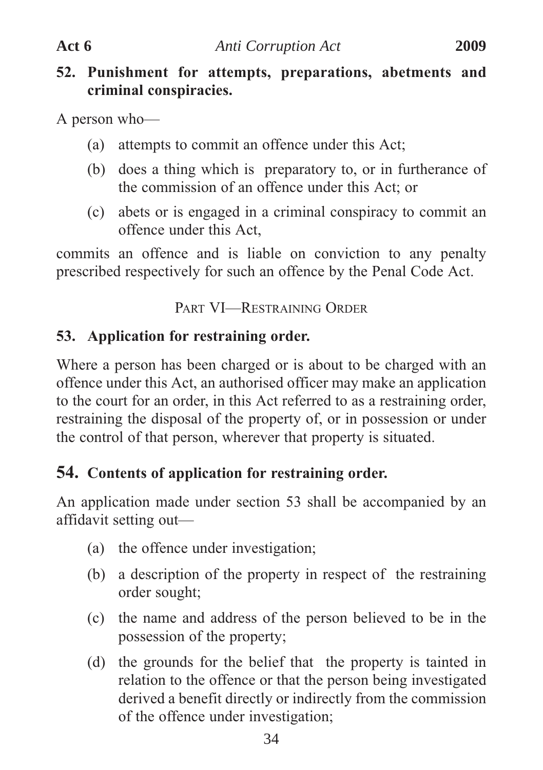**52. Punishment for attempts, preparations, abetments and criminal conspiracies.**

A person who—

(a) attempts to commit an offence under this Act;

(b) does a thing which is preparatory to, or in furtherance of the commission of an offence under this Act; or

(c) abets or is engaged in a criminal conspiracy to commit an offence under this Act,

commits an offence and is liable on conviction to any penalty prescribed respectively for such an offence by the Penal Code Act.

## PART VI—RESTRAINING ORDER

**53. Application for restraining order.**

Where a person has been charged or is about to be charged with an offence under this Act, an authorised officer may make an application to the court for an order, in this Act referred to as a restraining order, restraining the disposal of the property of, or in possession or under the control of that person, wherever that property is situated.

**54. Contents of application for restraining order.**

An application made under section 53 shall be accompanied by an affidavit setting out—

(a) the offence under investigation;

(b) a description of the property in respect of the restraining order sought;

(c) the name and address of the person believed to be in the possession of the property;

(d) the grounds for the belief that the property is tainted in relation to the offence or that the person being investigated derived a benefit directly or indirectly from the commission of the offence under investigation;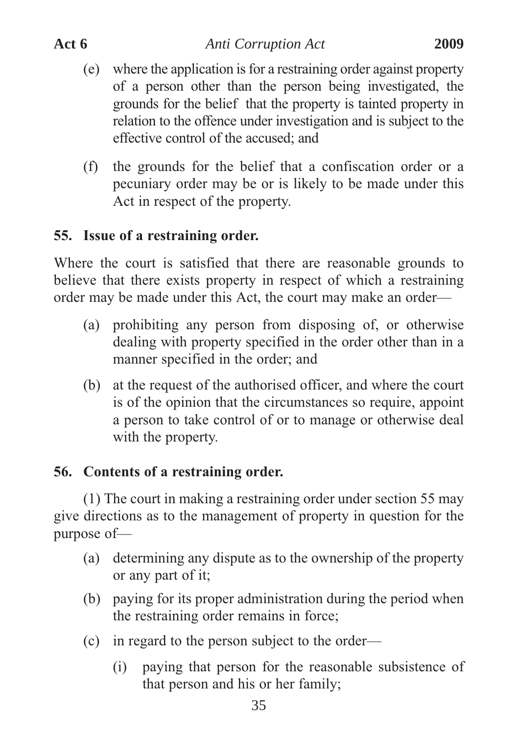(e) where the application is for a restraining order against property of a person other than the person being investigated, the grounds for the belief that the property is tainted property in relation to the offence under investigation and is subject to the effective control of the accused; and

(f) the grounds for the belief that a confiscation order or a pecuniary order may be or is likely to be made under this Act in respect of the property.

**55. Issue of a restraining order.**

Where the court is satisfied that there are reasonable grounds to believe that there exists property in respect of which a restraining order may be made under this Act, the court may make an order—

(a) prohibiting any person from disposing of, or otherwise dealing with property specified in the order other than in a manner specified in the order; and

(b) at the request of the authorised officer, and where the court is of the opinion that the circumstances so require, appoint a person to take control of or to manage or otherwise deal with the property.

**56. Contents of a restraining order.**

(1) The court in making a restraining order under section 55 may give directions as to the management of property in question for the purpose of—

(a) determining any dispute as to the ownership of the property or any part of it;

(b) paying for its proper administration during the period when the restraining order remains in force;

(c) in regard to the person subject to the order—

(i) paying that person for the reasonable subsistence of that person and his or her family;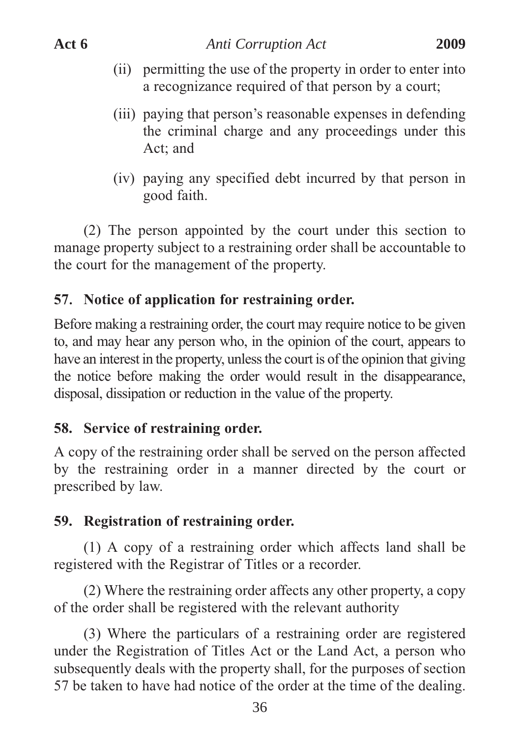(ii) permitting the use of the property in order to enter into a recognizance required of that person by a court;

(iii) paying that person's reasonable expenses in defending the criminal charge and any proceedings under this Act; and

(iv) paying any specified debt incurred by that person in good faith.

(2) The person appointed by the court under this section to manage property subject to a restraining order shall be accountable to the court for the management of the property.

**57. Notice of application for restraining order.**

Before making a restraining order, the court may require notice to be given to, and may hear any person who, in the opinion of the court, appears to have an interest in the property, unless the court is of the opinion that giving the notice before making the order would result in the disappearance, disposal, dissipation or reduction in the value of the property.

**58. Service of restraining order.**

A copy of the restraining order shall be served on the person affected by the restraining order in a manner directed by the court or prescribed by law.

**59. Registration of restraining order.**

(1) A copy of a restraining order which affects land shall be registered with the Registrar of Titles or a recorder.

(2) Where the restraining order affects any other property, a copy of the order shall be registered with the relevant authority

(3) Where the particulars of a restraining order are registered under the Registration of Titles Act or the Land Act, a person who subsequently deals with the property shall, for the purposes of section 57 be taken to have had notice of the order at the time of the dealing.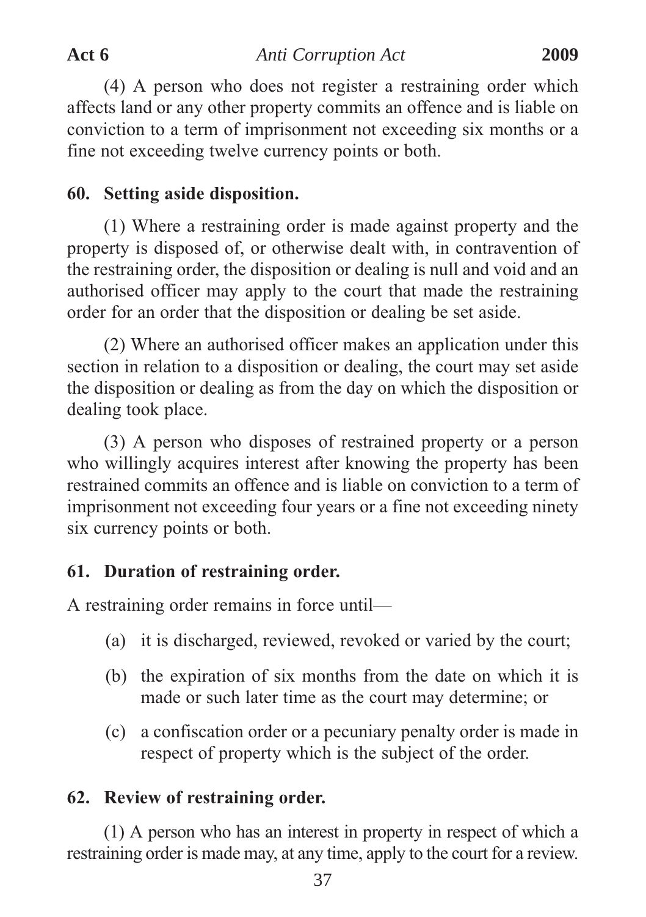(4) A person who does not register a restraining order which affects land or any other property commits an offence and is liable on conviction to a term of imprisonment not exceeding six months or a fine not exceeding twelve currency points or both.

**60. Setting aside disposition.**

(1) Where a restraining order is made against property and the property is disposed of, or otherwise dealt with, in contravention of the restraining order, the disposition or dealing is null and void and an authorised officer may apply to the court that made the restraining order for an order that the disposition or dealing be set aside.

(2) Where an authorised officer makes an application under this section in relation to a disposition or dealing, the court may set aside the disposition or dealing as from the day on which the disposition or dealing took place.

(3) A person who disposes of restrained property or a person who willingly acquires interest after knowing the property has been restrained commits an offence and is liable on conviction to a term of imprisonment not exceeding four years or a fine not exceeding ninety six currency points or both.

**61. Duration of restraining order.**

A restraining order remains in force until—

(a) it is discharged, reviewed, revoked or varied by the court;

(b) the expiration of six months from the date on which it is made or such later time as the court may determine; or

(c) a confiscation order or a pecuniary penalty order is made in respect of property which is the subject of the order.

**62. Review of restraining order.**

(1) A person who has an interest in property in respect of which a restraining order is made may, at any time, apply to the court for a review.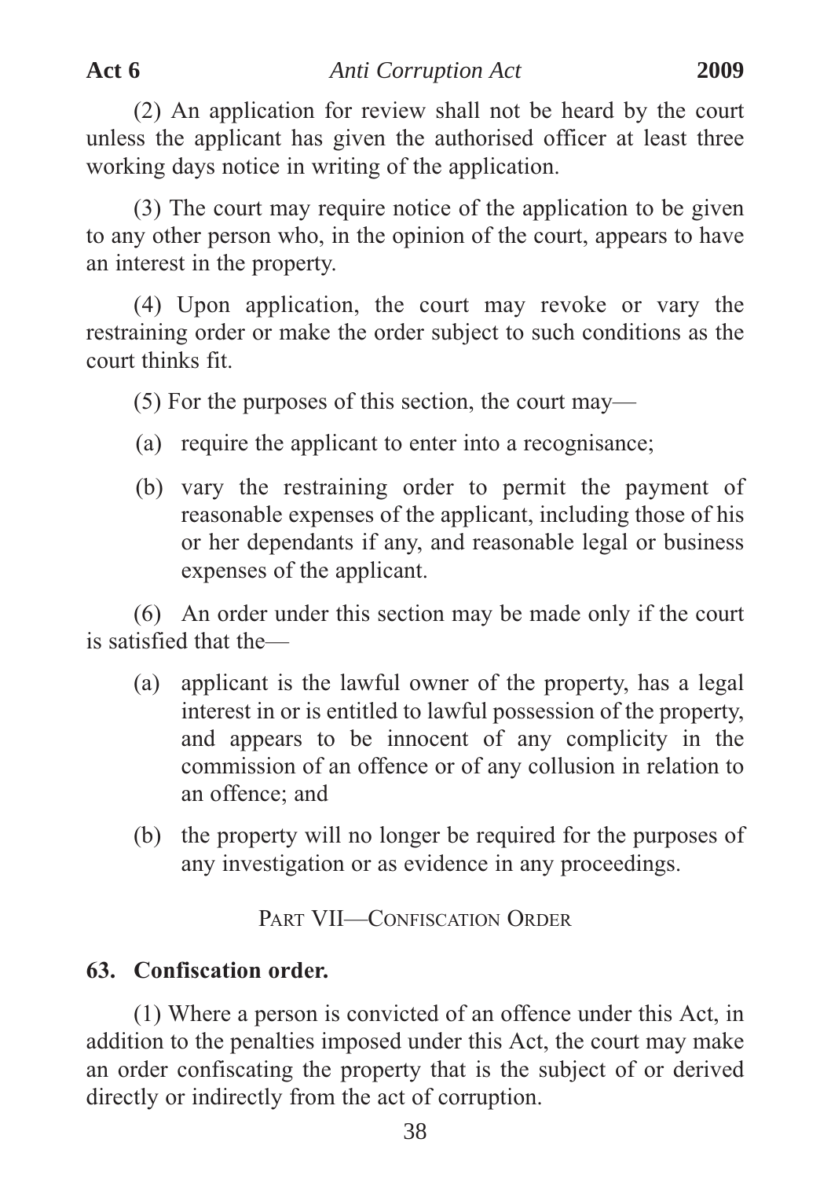(2) An application for review shall not be heard by the court unless the applicant has given the authorised officer at least three working days notice in writing of the application.

(3) The court may require notice of the application to be given to any other person who, in the opinion of the court, appears to have an interest in the property.

(4) Upon application, the court may revoke or vary the restraining order or make the order subject to such conditions as the court thinks fit.

(5) For the purposes of this section, the court may—

(a) require the applicant to enter into a recognisance;

(b) vary the restraining order to permit the payment of reasonable expenses of the applicant, including those of his or her dependants if any, and reasonable legal or business expenses of the applicant.

(6) An order under this section may be made only if the court is satisfied that the—

(a) applicant is the lawful owner of the property, has a legal interest in or is entitled to lawful possession of the property, and appears to be innocent of any complicity in the commission of an offence or of any collusion in relation to an offence; and

(b) the property will no longer be required for the purposes of any investigation or as evidence in any proceedings.

## PART VII—CONFISCATION ORDER

### 63. Confiscation order.

(1) Where a person is convicted of an offence under this Act, in addition to the penalties imposed under this Act, the court may make an order confiscating the property that is the subject of or derived directly or indirectly from the act of corruption.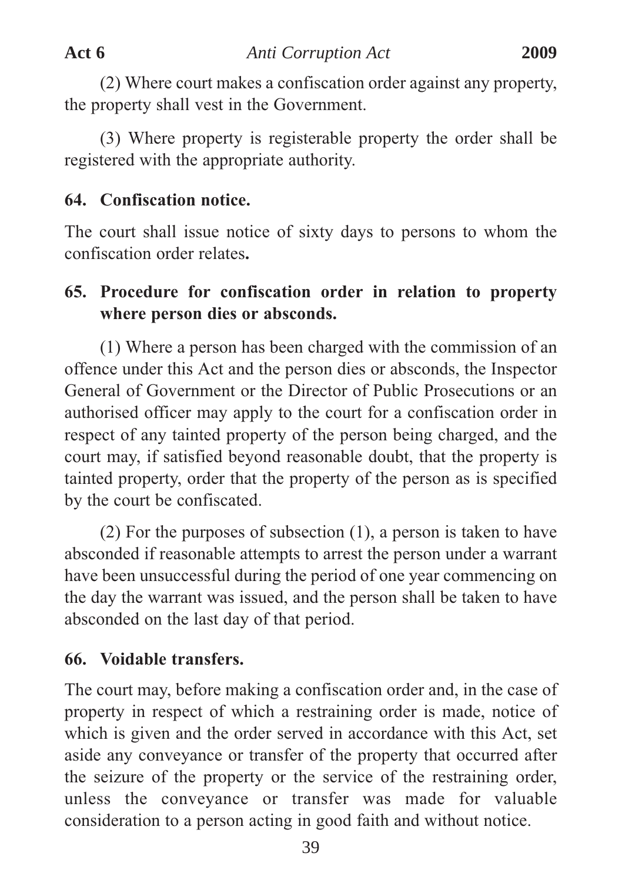(2) Where court makes a confiscation order against any property, the property shall vest in the Government.

(3) Where property is registerable property the order shall be registered with the appropriate authority.

**64. Confiscation notice.**

The court shall issue notice of sixty days to persons to whom the confiscation order relates**.**

**65. Procedure for confiscation order in relation to property where person dies or absconds.**

(1) Where a person has been charged with the commission of an offence under this Act and the person dies or absconds, the Inspector General of Government or the Director of Public Prosecutions or an authorised officer may apply to the court for a confiscation order in respect of any tainted property of the person being charged, and the court may, if satisfied beyond reasonable doubt, that the property is tainted property, order that the property of the person as is specified by the court be confiscated.

(2) For the purposes of subsection (1), a person is taken to have absconded if reasonable attempts to arrest the person under a warrant have been unsuccessful during the period of one year commencing on the day the warrant was issued, and the person shall be taken to have absconded on the last day of that period.

**66. Voidable transfers.**

The court may, before making a confiscation order and, in the case of property in respect of which a restraining order is made, notice of which is given and the order served in accordance with this Act, set aside any conveyance or transfer of the property that occurred after the seizure of the property or the service of the restraining order, unless the conveyance or transfer was made for valuable consideration to a person acting in good faith and without notice.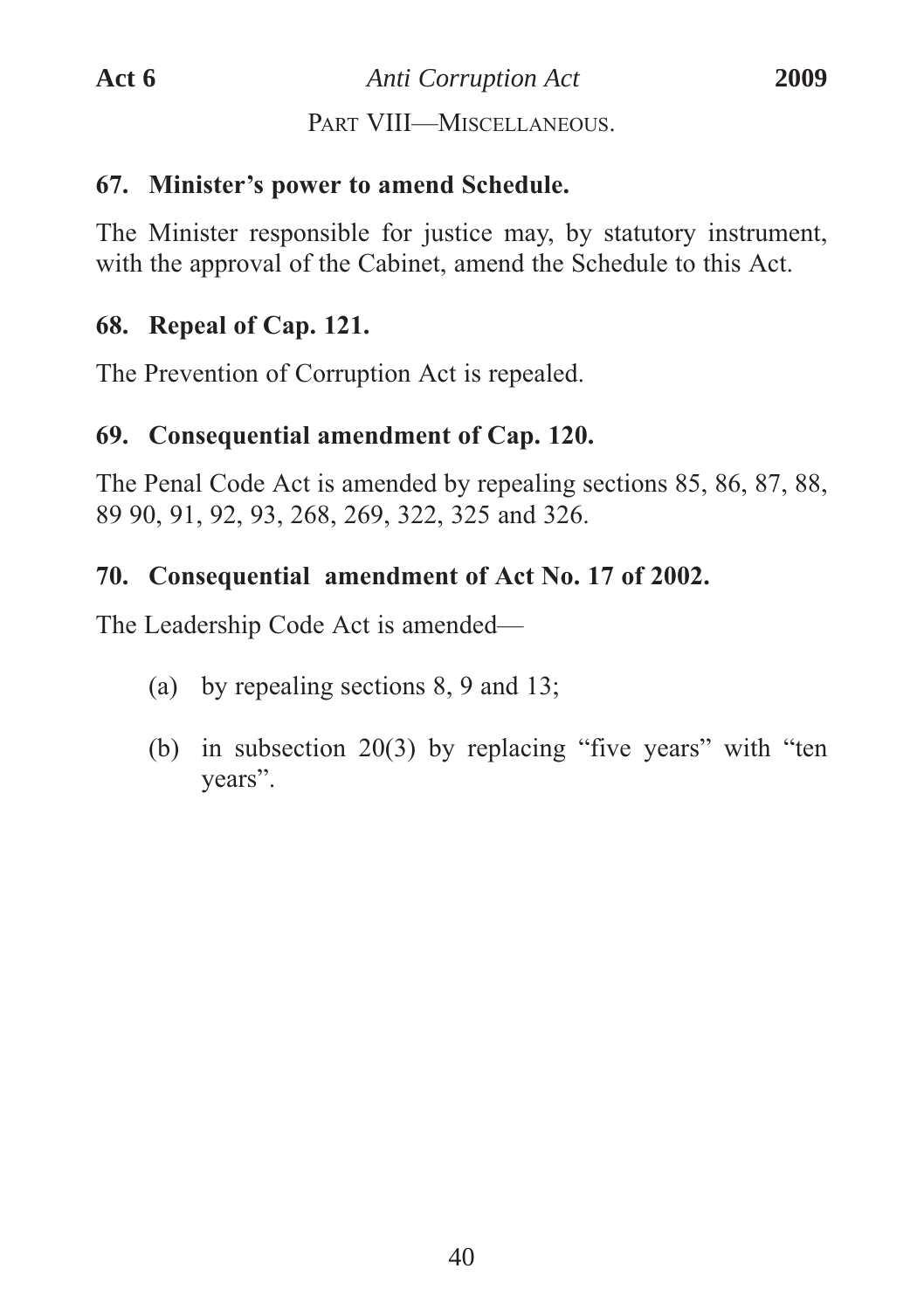PART VIII—MISCELLANEOUS.

**67. Minister's power to amend Schedule.**

The Minister responsible for justice may, by statutory instrument, with the approval of the Cabinet, amend the Schedule to this Act.

**68. Repeal of Cap. 121.**

The Prevention of Corruption Act is repealed.

**69. Consequential amendment of Cap. 120.**

The Penal Code Act is amended by repealing sections 85, 86, 87, 88, 89 90, 91, 92, 93, 268, 269, 322, 325 and 326.

**70. Consequential amendment of Act No. 17 of 2002.**

The Leadership Code Act is amended—

(a) by repealing sections 8, 9 and 13;

(b) in subsection 20(3) by replacing "five years" with "ten years".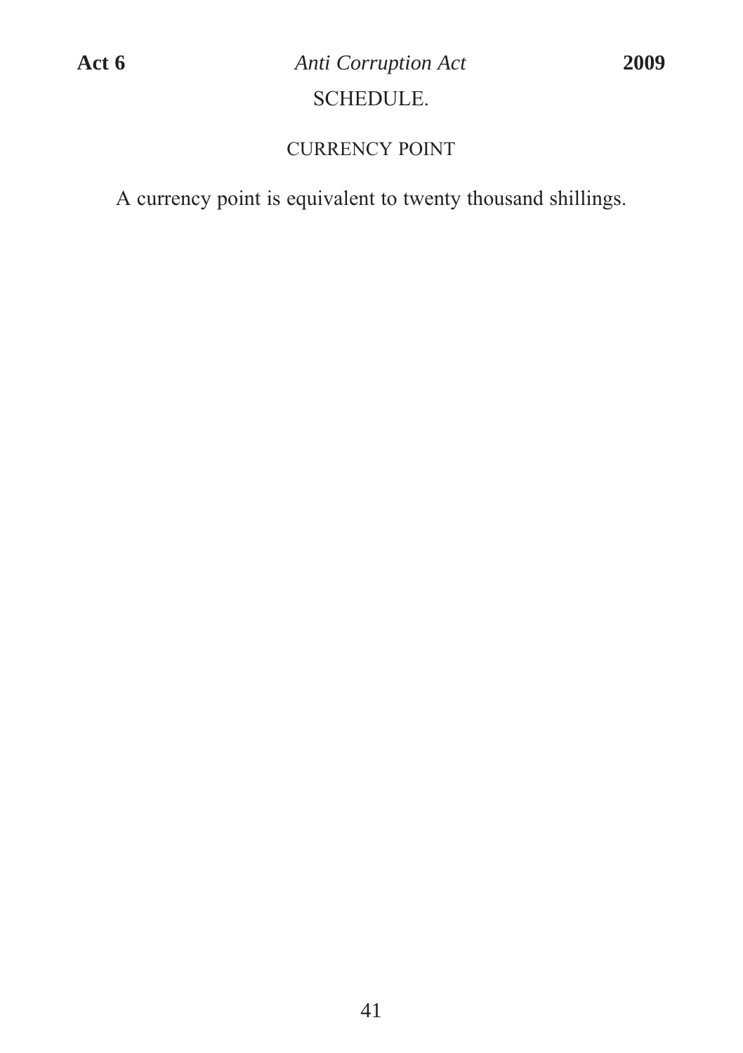## SCHEDULE.

### CURRENCY POINT

A currency point is equivalent to twenty thousand shillings.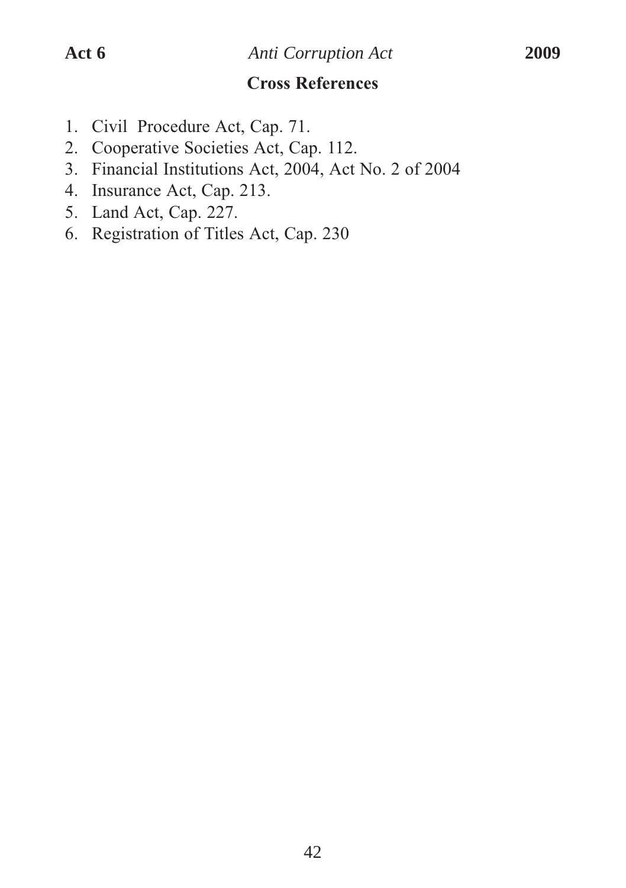## Cross References

1. Civil Procedure Act, Cap. 71.
2. Cooperative Societies Act, Cap. 112.
3. Financial Institutions Act, 2004, Act No. 2 of 2004
4. Insurance Act, Cap. 213.
5. Land Act, Cap. 227.
6. Registration of Titles Act, Cap. 230